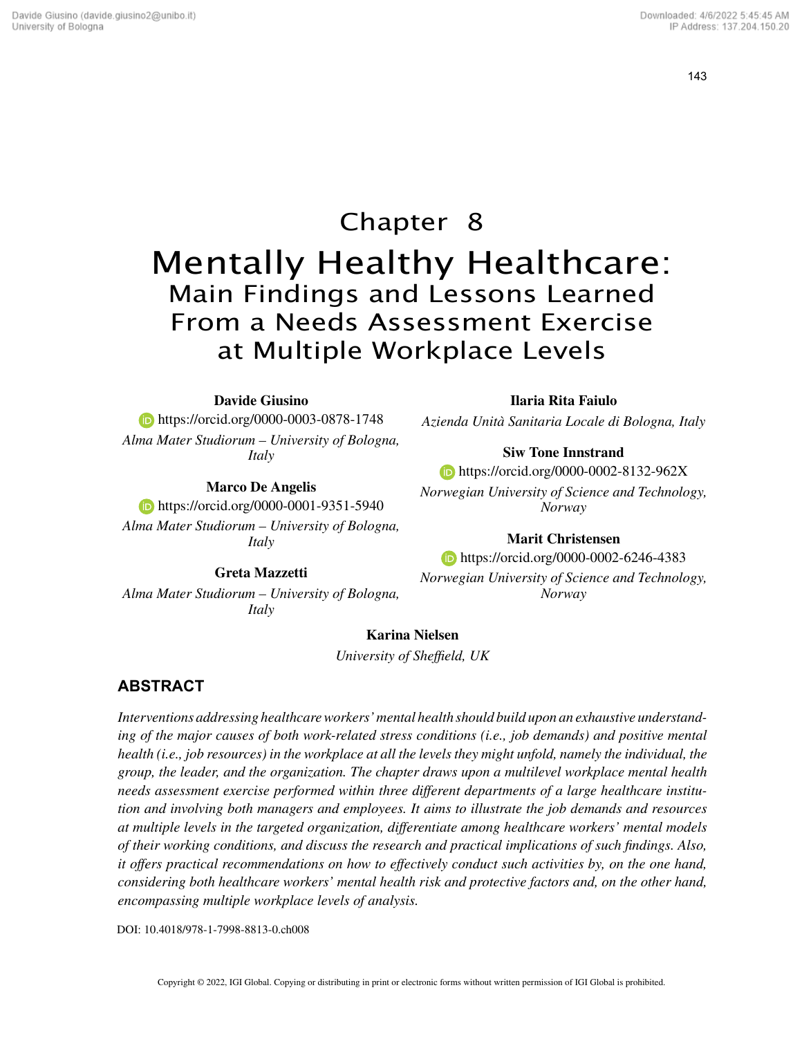# Chapter 8
# Mentally Healthy Healthcare:
## Main Findings and Lessons Learned From a Needs Assessment Exercise at Multiple Workplace Levels

**Davide Giusino**
https://orcid.org/0000-0003-0878-1748
*Alma Mater Studiorum – University of Bologna, Italy*

**Marco De Angelis**
https://orcid.org/0000-0001-9351-5940
*Alma Mater Studiorum – University of Bologna, Italy*

**Greta Mazzetti**
*Alma Mater Studiorum – University of Bologna, Italy*

**Ilaria Rita Faiulo**
*Azienda Unità Sanitaria Locale di Bologna, Italy*

**Siw Tone Innstrand**
https://orcid.org/0000-0002-8132-962X
*Norwegian University of Science and Technology, Norway*

**Marit Christensen**
https://orcid.org/0000-0002-6246-4383
*Norwegian University of Science and Technology, Norway*

**Karina Nielsen**
*University of Sheffield, UK*

## ABSTRACT

*Interventions addressing healthcare workers' mental health should build upon an exhaustive understanding of the major causes of both work-related stress conditions (i.e., job demands) and positive mental health (i.e., job resources) in the workplace at all the levels they might unfold, namely the individual, the group, the leader, and the organization. The chapter draws upon a multilevel workplace mental health needs assessment exercise performed within three different departments of a large healthcare institution and involving both managers and employees. It aims to illustrate the job demands and resources at multiple levels in the targeted organization, differentiate among healthcare workers' mental models of their working conditions, and discuss the research and practical implications of such findings. Also, it offers practical recommendations on how to effectively conduct such activities by, on the one hand, considering both healthcare workers' mental health risk and protective factors and, on the other hand, encompassing multiple workplace levels of analysis.*

DOI: 10.4018/978-1-7998-8813-0.ch008

Copyright © 2022, IGI Global. Copying or distributing in print or electronic forms without written permission of IGI Global is prohibited.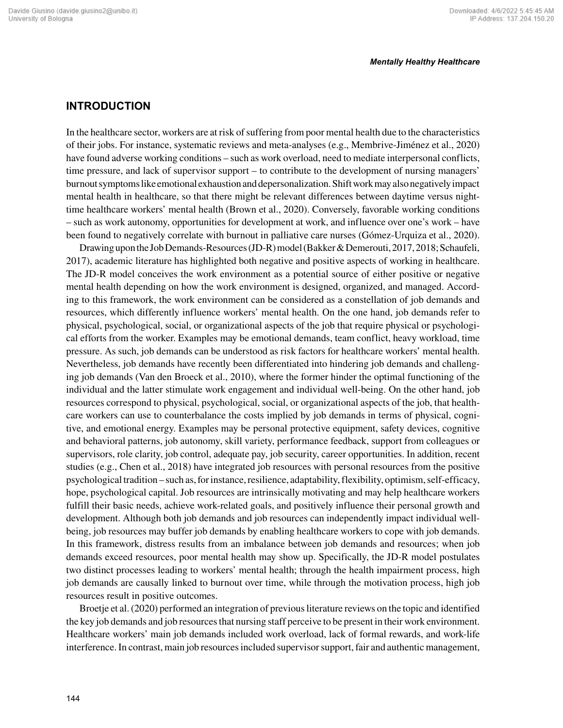## INTRODUCTION

In the healthcare sector, workers are at risk of suffering from poor mental health due to the characteristics of their jobs. For instance, systematic reviews and meta-analyses (e.g., Membrive-Jiménez et al., 2020) have found adverse working conditions – such as work overload, need to mediate interpersonal conflicts, time pressure, and lack of supervisor support – to contribute to the development of nursing managers' burnout symptoms like emotional exhaustion and depersonalization. Shift work may also negatively impact mental health in healthcare, so that there might be relevant differences between daytime versus night-time healthcare workers' mental health (Brown et al., 2020). Conversely, favorable working conditions – such as work autonomy, opportunities for development at work, and influence over one's work – have been found to negatively correlate with burnout in palliative care nurses (Gómez-Urquiza et al., 2020).

Drawing upon the Job Demands-Resources (JD-R) model (Bakker & Demerouti, 2017, 2018; Schaufeli, 2017), academic literature has highlighted both negative and positive aspects of working in healthcare. The JD-R model conceives the work environment as a potential source of either positive or negative mental health depending on how the work environment is designed, organized, and managed. According to this framework, the work environment can be considered as a constellation of job demands and resources, which differently influence workers' mental health. On the one hand, job demands refer to physical, psychological, social, or organizational aspects of the job that require physical or psychological efforts from the worker. Examples may be emotional demands, team conflict, heavy workload, time pressure. As such, job demands can be understood as risk factors for healthcare workers' mental health. Nevertheless, job demands have recently been differentiated into hindering job demands and challenging job demands (Van den Broeck et al., 2010), where the former hinder the optimal functioning of the individual and the latter stimulate work engagement and individual well-being. On the other hand, job resources correspond to physical, psychological, social, or organizational aspects of the job, that healthcare workers can use to counterbalance the costs implied by job demands in terms of physical, cognitive, and emotional energy. Examples may be personal protective equipment, safety devices, cognitive and behavioral patterns, job autonomy, skill variety, performance feedback, support from colleagues or supervisors, role clarity, job control, adequate pay, job security, career opportunities. In addition, recent studies (e.g., Chen et al., 2018) have integrated job resources with personal resources from the positive psychological tradition – such as, for instance, resilience, adaptability, flexibility, optimism, self-efficacy, hope, psychological capital. Job resources are intrinsically motivating and may help healthcare workers fulfill their basic needs, achieve work-related goals, and positively influence their personal growth and development. Although both job demands and job resources can independently impact individual well-being, job resources may buffer job demands by enabling healthcare workers to cope with job demands. In this framework, distress results from an imbalance between job demands and resources; when job demands exceed resources, poor mental health may show up. Specifically, the JD-R model postulates two distinct processes leading to workers' mental health; through the health impairment process, high job demands are causally linked to burnout over time, while through the motivation process, high job resources result in positive outcomes.

Broetje et al. (2020) performed an integration of previous literature reviews on the topic and identified the key job demands and job resources that nursing staff perceive to be present in their work environment. Healthcare workers' main job demands included work overload, lack of formal rewards, and work-life interference. In contrast, main job resources included supervisor support, fair and authentic management,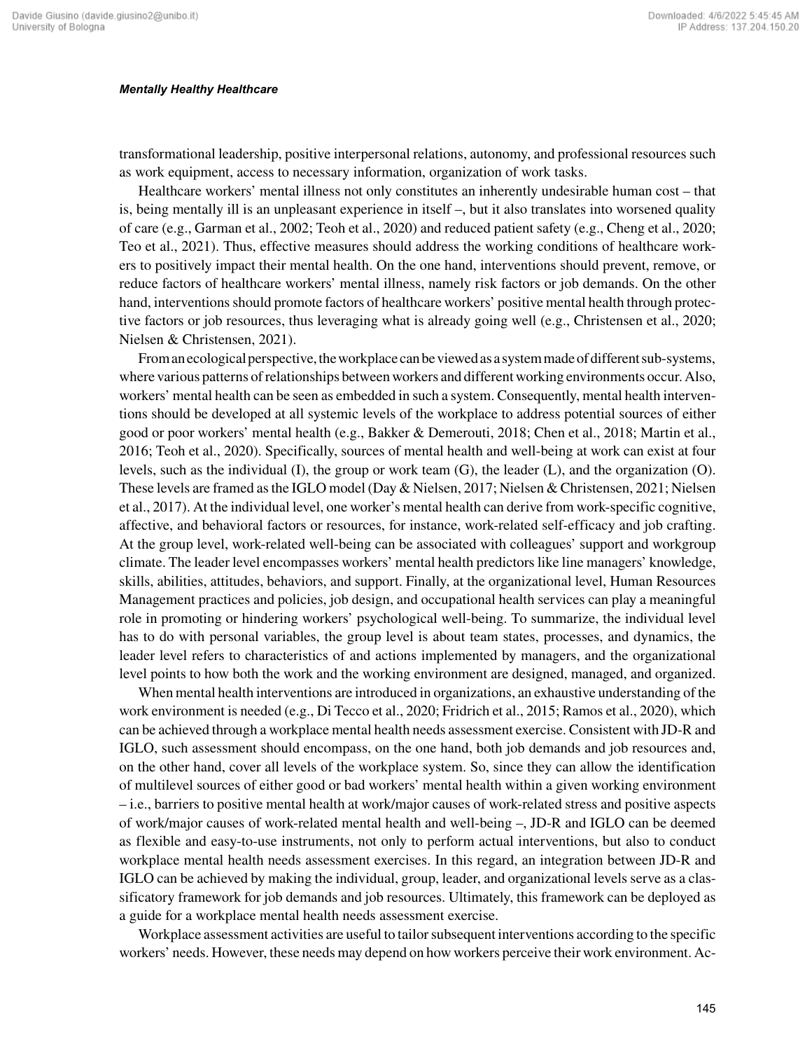transformational leadership, positive interpersonal relations, autonomy, and professional resources such as work equipment, access to necessary information, organization of work tasks.

Healthcare workers' mental illness not only constitutes an inherently undesirable human cost – that is, being mentally ill is an unpleasant experience in itself –, but it also translates into worsened quality of care (e.g., Garman et al., 2002; Teoh et al., 2020) and reduced patient safety (e.g., Cheng et al., 2020; Teo et al., 2021). Thus, effective measures should address the working conditions of healthcare workers to positively impact their mental health. On the one hand, interventions should prevent, remove, or reduce factors of healthcare workers' mental illness, namely risk factors or job demands. On the other hand, interventions should promote factors of healthcare workers' positive mental health through protective factors or job resources, thus leveraging what is already going well (e.g., Christensen et al., 2020; Nielsen & Christensen, 2021).

From an ecological perspective, the workplace can be viewed as a system made of different sub-systems, where various patterns of relationships between workers and different working environments occur. Also, workers' mental health can be seen as embedded in such a system. Consequently, mental health interventions should be developed at all systemic levels of the workplace to address potential sources of either good or poor workers' mental health (e.g., Bakker & Demerouti, 2018; Chen et al., 2018; Martin et al., 2016; Teoh et al., 2020). Specifically, sources of mental health and well-being at work can exist at four levels, such as the individual (I), the group or work team (G), the leader (L), and the organization (O). These levels are framed as the IGLO model (Day & Nielsen, 2017; Nielsen & Christensen, 2021; Nielsen et al., 2017). At the individual level, one worker's mental health can derive from work-specific cognitive, affective, and behavioral factors or resources, for instance, work-related self-efficacy and job crafting. At the group level, work-related well-being can be associated with colleagues' support and workgroup climate. The leader level encompasses workers' mental health predictors like line managers' knowledge, skills, abilities, attitudes, behaviors, and support. Finally, at the organizational level, Human Resources Management practices and policies, job design, and occupational health services can play a meaningful role in promoting or hindering workers' psychological well-being. To summarize, the individual level has to do with personal variables, the group level is about team states, processes, and dynamics, the leader level refers to characteristics of and actions implemented by managers, and the organizational level points to how both the work and the working environment are designed, managed, and organized.

When mental health interventions are introduced in organizations, an exhaustive understanding of the work environment is needed (e.g., Di Tecco et al., 2020; Fridrich et al., 2015; Ramos et al., 2020), which can be achieved through a workplace mental health needs assessment exercise. Consistent with JD-R and IGLO, such assessment should encompass, on the one hand, both job demands and job resources and, on the other hand, cover all levels of the workplace system. So, since they can allow the identification of multilevel sources of either good or bad workers' mental health within a given working environment – i.e., barriers to positive mental health at work/major causes of work-related stress and positive aspects of work/major causes of work-related mental health and well-being –, JD-R and IGLO can be deemed as flexible and easy-to-use instruments, not only to perform actual interventions, but also to conduct workplace mental health needs assessment exercises. In this regard, an integration between JD-R and IGLO can be achieved by making the individual, group, leader, and organizational levels serve as a classificatory framework for job demands and job resources. Ultimately, this framework can be deployed as a guide for a workplace mental health needs assessment exercise.

Workplace assessment activities are useful to tailor subsequent interventions according to the specific workers' needs. However, these needs may depend on how workers perceive their work environment. Ac-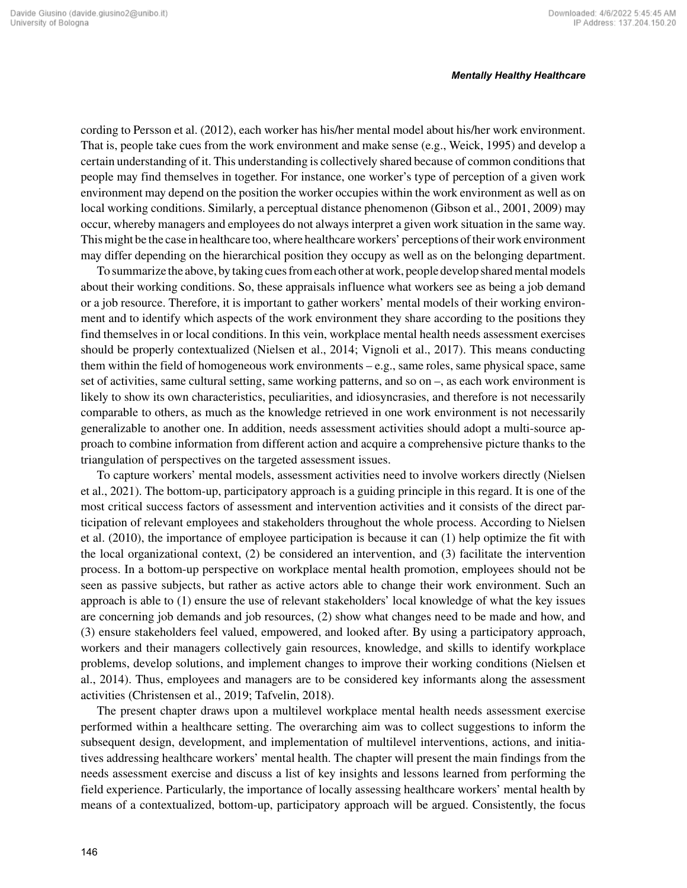cording to Persson et al. (2012), each worker has his/her mental model about his/her work environment. That is, people take cues from the work environment and make sense (e.g., Weick, 1995) and develop a certain understanding of it. This understanding is collectively shared because of common conditions that people may find themselves in together. For instance, one worker's type of perception of a given work environment may depend on the position the worker occupies within the work environment as well as on local working conditions. Similarly, a perceptual distance phenomenon (Gibson et al., 2001, 2009) may occur, whereby managers and employees do not always interpret a given work situation in the same way. This might be the case in healthcare too, where healthcare workers' perceptions of their work environment may differ depending on the hierarchical position they occupy as well as on the belonging department.

To summarize the above, by taking cues from each other at work, people develop shared mental models about their working conditions. So, these appraisals influence what workers see as being a job demand or a job resource. Therefore, it is important to gather workers' mental models of their working environment and to identify which aspects of the work environment they share according to the positions they find themselves in or local conditions. In this vein, workplace mental health needs assessment exercises should be properly contextualized (Nielsen et al., 2014; Vignoli et al., 2017). This means conducting them within the field of homogeneous work environments – e.g., same roles, same physical space, same set of activities, same cultural setting, same working patterns, and so on –, as each work environment is likely to show its own characteristics, peculiarities, and idiosyncrasies, and therefore is not necessarily comparable to others, as much as the knowledge retrieved in one work environment is not necessarily generalizable to another one. In addition, needs assessment activities should adopt a multi-source approach to combine information from different action and acquire a comprehensive picture thanks to the triangulation of perspectives on the targeted assessment issues.

To capture workers' mental models, assessment activities need to involve workers directly (Nielsen et al., 2021). The bottom-up, participatory approach is a guiding principle in this regard. It is one of the most critical success factors of assessment and intervention activities and it consists of the direct participation of relevant employees and stakeholders throughout the whole process. According to Nielsen et al. (2010), the importance of employee participation is because it can (1) help optimize the fit with the local organizational context, (2) be considered an intervention, and (3) facilitate the intervention process. In a bottom-up perspective on workplace mental health promotion, employees should not be seen as passive subjects, but rather as active actors able to change their work environment. Such an approach is able to (1) ensure the use of relevant stakeholders' local knowledge of what the key issues are concerning job demands and job resources, (2) show what changes need to be made and how, and (3) ensure stakeholders feel valued, empowered, and looked after. By using a participatory approach, workers and their managers collectively gain resources, knowledge, and skills to identify workplace problems, develop solutions, and implement changes to improve their working conditions (Nielsen et al., 2014). Thus, employees and managers are to be considered key informants along the assessment activities (Christensen et al., 2019; Tafvelin, 2018).

The present chapter draws upon a multilevel workplace mental health needs assessment exercise performed within a healthcare setting. The overarching aim was to collect suggestions to inform the subsequent design, development, and implementation of multilevel interventions, actions, and initiatives addressing healthcare workers' mental health. The chapter will present the main findings from the needs assessment exercise and discuss a list of key insights and lessons learned from performing the field experience. Particularly, the importance of locally assessing healthcare workers' mental health by means of a contextualized, bottom-up, participatory approach will be argued. Consistently, the focus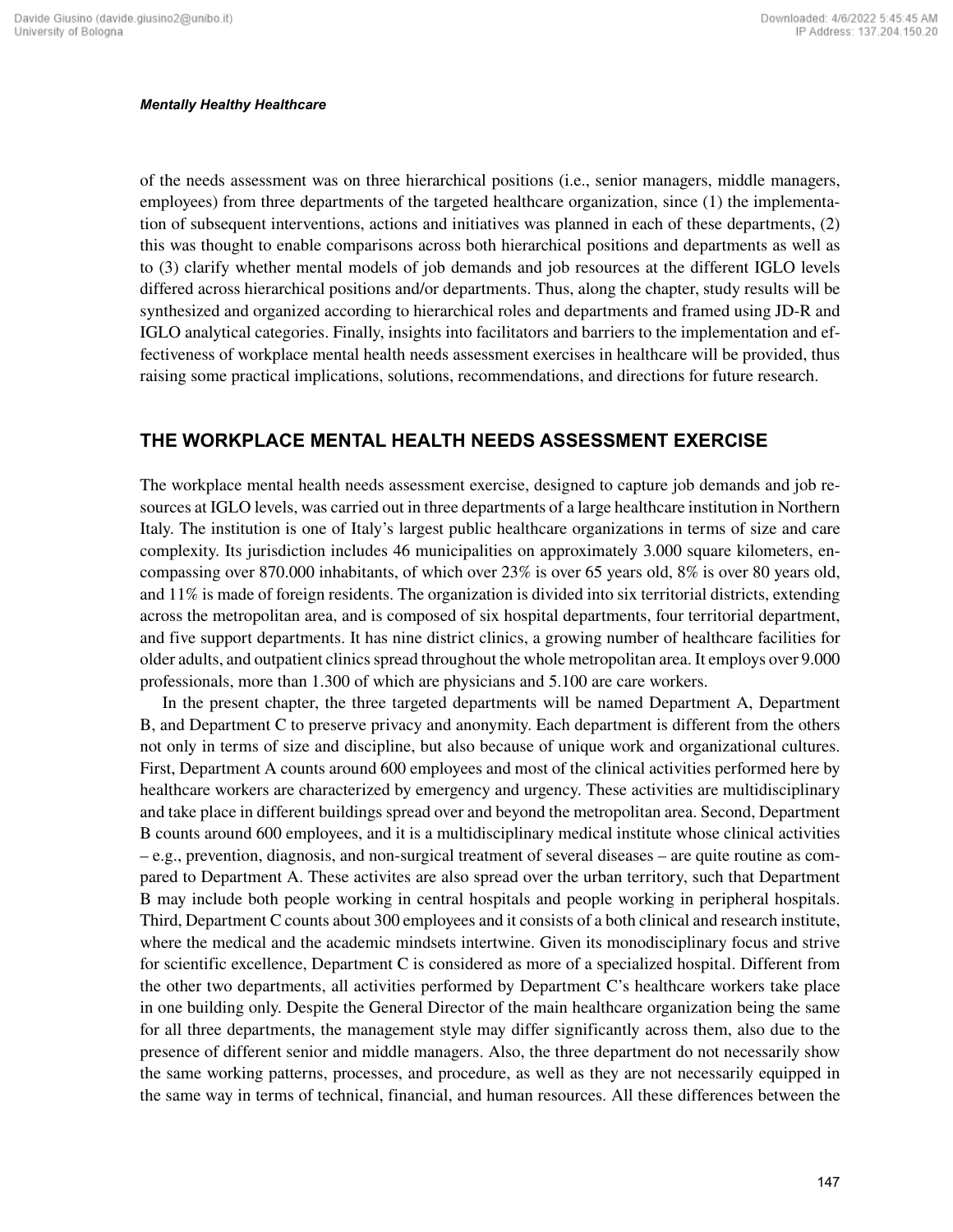of the needs assessment was on three hierarchical positions (i.e., senior managers, middle managers, employees) from three departments of the targeted healthcare organization, since (1) the implementation of subsequent interventions, actions and initiatives was planned in each of these departments, (2) this was thought to enable comparisons across both hierarchical positions and departments as well as to (3) clarify whether mental models of job demands and job resources at the different IGLO levels differed across hierarchical positions and/or departments. Thus, along the chapter, study results will be synthesized and organized according to hierarchical roles and departments and framed using JD-R and IGLO analytical categories. Finally, insights into facilitators and barriers to the implementation and effectiveness of workplace mental health needs assessment exercises in healthcare will be provided, thus raising some practical implications, solutions, recommendations, and directions for future research.

## THE WORKPLACE MENTAL HEALTH NEEDS ASSESSMENT EXERCISE

The workplace mental health needs assessment exercise, designed to capture job demands and job resources at IGLO levels, was carried out in three departments of a large healthcare institution in Northern Italy. The institution is one of Italy's largest public healthcare organizations in terms of size and care complexity. Its jurisdiction includes 46 municipalities on approximately 3.000 square kilometers, encompassing over 870.000 inhabitants, of which over 23% is over 65 years old, 8% is over 80 years old, and 11% is made of foreign residents. The organization is divided into six territorial districts, extending across the metropolitan area, and is composed of six hospital departments, four territorial department, and five support departments. It has nine district clinics, a growing number of healthcare facilities for older adults, and outpatient clinics spread throughout the whole metropolitan area. It employs over 9.000 professionals, more than 1.300 of which are physicians and 5.100 are care workers.

In the present chapter, the three targeted departments will be named Department A, Department B, and Department C to preserve privacy and anonymity. Each department is different from the others not only in terms of size and discipline, but also because of unique work and organizational cultures. First, Department A counts around 600 employees and most of the clinical activities performed here by healthcare workers are characterized by emergency and urgency. These activities are multidisciplinary and take place in different buildings spread over and beyond the metropolitan area. Second, Department B counts around 600 employees, and it is a multidisciplinary medical institute whose clinical activities – e.g., prevention, diagnosis, and non-surgical treatment of several diseases – are quite routine as compared to Department A. These activites are also spread over the urban territory, such that Department B may include both people working in central hospitals and people working in peripheral hospitals. Third, Department C counts about 300 employees and it consists of a both clinical and research institute, where the medical and the academic mindsets intertwine. Given its monodisciplinary focus and strive for scientific excellence, Department C is considered as more of a specialized hospital. Different from the other two departments, all activities performed by Department C's healthcare workers take place in one building only. Despite the General Director of the main healthcare organization being the same for all three departments, the management style may differ significantly across them, also due to the presence of different senior and middle managers. Also, the three department do not necessarily show the same working patterns, processes, and procedure, as well as they are not necessarily equipped in the same way in terms of technical, financial, and human resources. All these differences between the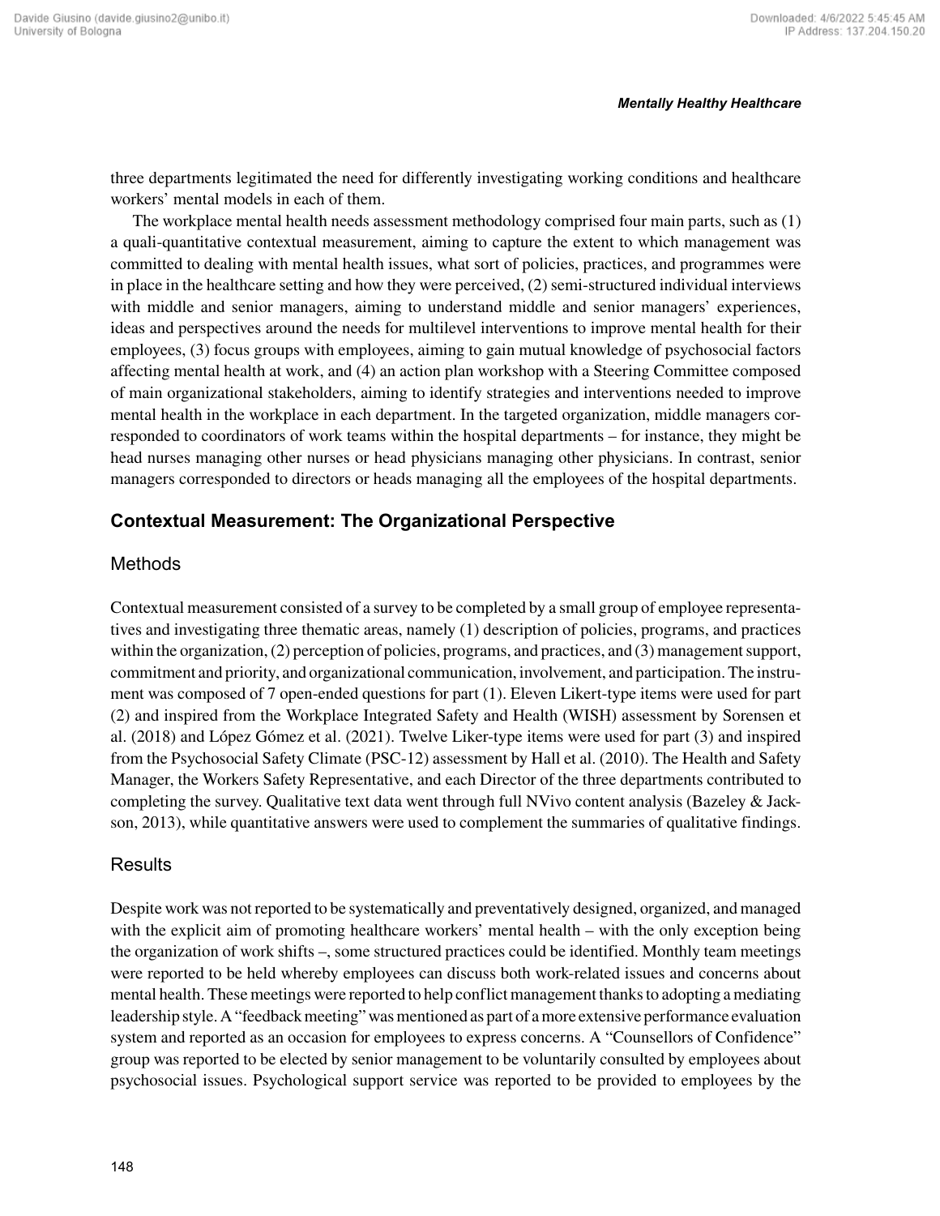three departments legitimated the need for differently investigating working conditions and healthcare workers' mental models in each of them.

The workplace mental health needs assessment methodology comprised four main parts, such as (1) a quali-quantitative contextual measurement, aiming to capture the extent to which management was committed to dealing with mental health issues, what sort of policies, practices, and programmes were in place in the healthcare setting and how they were perceived, (2) semi-structured individual interviews with middle and senior managers, aiming to understand middle and senior managers' experiences, ideas and perspectives around the needs for multilevel interventions to improve mental health for their employees, (3) focus groups with employees, aiming to gain mutual knowledge of psychosocial factors affecting mental health at work, and (4) an action plan workshop with a Steering Committee composed of main organizational stakeholders, aiming to identify strategies and interventions needed to improve mental health in the workplace in each department. In the targeted organization, middle managers corresponded to coordinators of work teams within the hospital departments – for instance, they might be head nurses managing other nurses or head physicians managing other physicians. In contrast, senior managers corresponded to directors or heads managing all the employees of the hospital departments.

## Contextual Measurement: The Organizational Perspective

### Methods

Contextual measurement consisted of a survey to be completed by a small group of employee representatives and investigating three thematic areas, namely (1) description of policies, programs, and practices within the organization, (2) perception of policies, programs, and practices, and (3) management support, commitment and priority, and organizational communication, involvement, and participation. The instrument was composed of 7 open-ended questions for part (1). Eleven Likert-type items were used for part (2) and inspired from the Workplace Integrated Safety and Health (WISH) assessment by Sorensen et al. (2018) and López Gómez et al. (2021). Twelve Liker-type items were used for part (3) and inspired from the Psychosocial Safety Climate (PSC-12) assessment by Hall et al. (2010). The Health and Safety Manager, the Workers Safety Representative, and each Director of the three departments contributed to completing the survey. Qualitative text data went through full NVivo content analysis (Bazeley & Jackson, 2013), while quantitative answers were used to complement the summaries of qualitative findings.

### Results

Despite work was not reported to be systematically and preventatively designed, organized, and managed with the explicit aim of promoting healthcare workers' mental health – with the only exception being the organization of work shifts –, some structured practices could be identified. Monthly team meetings were reported to be held whereby employees can discuss both work-related issues and concerns about mental health. These meetings were reported to help conflict management thanks to adopting a mediating leadership style. A "feedback meeting" was mentioned as part of a more extensive performance evaluation system and reported as an occasion for employees to express concerns. A "Counsellors of Confidence" group was reported to be elected by senior management to be voluntarily consulted by employees about psychosocial issues. Psychological support service was reported to be provided to employees by the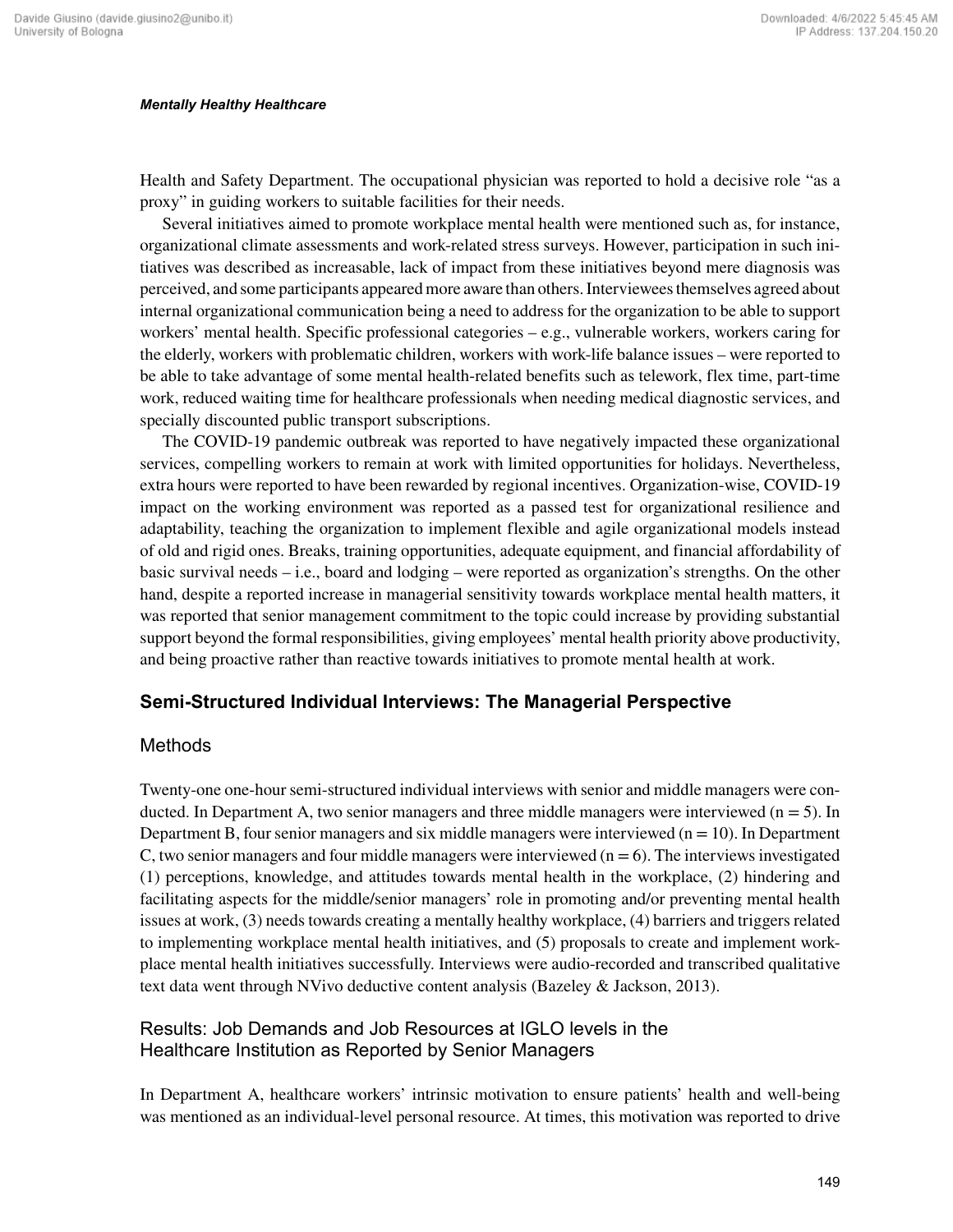Health and Safety Department. The occupational physician was reported to hold a decisive role "as a proxy" in guiding workers to suitable facilities for their needs.

Several initiatives aimed to promote workplace mental health were mentioned such as, for instance, organizational climate assessments and work-related stress surveys. However, participation in such initiatives was described as increasable, lack of impact from these initiatives beyond mere diagnosis was perceived, and some participants appeared more aware than others. Interviewees themselves agreed about internal organizational communication being a need to address for the organization to be able to support workers' mental health. Specific professional categories – e.g., vulnerable workers, workers caring for the elderly, workers with problematic children, workers with work-life balance issues – were reported to be able to take advantage of some mental health-related benefits such as telework, flex time, part-time work, reduced waiting time for healthcare professionals when needing medical diagnostic services, and specially discounted public transport subscriptions.

The COVID-19 pandemic outbreak was reported to have negatively impacted these organizational services, compelling workers to remain at work with limited opportunities for holidays. Nevertheless, extra hours were reported to have been rewarded by regional incentives. Organization-wise, COVID-19 impact on the working environment was reported as a passed test for organizational resilience and adaptability, teaching the organization to implement flexible and agile organizational models instead of old and rigid ones. Breaks, training opportunities, adequate equipment, and financial affordability of basic survival needs – i.e., board and lodging – were reported as organization's strengths. On the other hand, despite a reported increase in managerial sensitivity towards workplace mental health matters, it was reported that senior management commitment to the topic could increase by providing substantial support beyond the formal responsibilities, giving employees' mental health priority above productivity, and being proactive rather than reactive towards initiatives to promote mental health at work.

## Semi-Structured Individual Interviews: The Managerial Perspective

### Methods

Twenty-one one-hour semi-structured individual interviews with senior and middle managers were conducted. In Department A, two senior managers and three middle managers were interviewed (n = 5). In Department B, four senior managers and six middle managers were interviewed (n = 10). In Department C, two senior managers and four middle managers were interviewed (n = 6). The interviews investigated (1) perceptions, knowledge, and attitudes towards mental health in the workplace, (2) hindering and facilitating aspects for the middle/senior managers' role in promoting and/or preventing mental health issues at work, (3) needs towards creating a mentally healthy workplace, (4) barriers and triggers related to implementing workplace mental health initiatives, and (5) proposals to create and implement workplace mental health initiatives successfully. Interviews were audio-recorded and transcribed qualitative text data went through NVivo deductive content analysis (Bazeley & Jackson, 2013).

### Results: Job Demands and Job Resources at IGLO levels in the Healthcare Institution as Reported by Senior Managers

In Department A, healthcare workers' intrinsic motivation to ensure patients' health and well-being was mentioned as an individual-level personal resource. At times, this motivation was reported to drive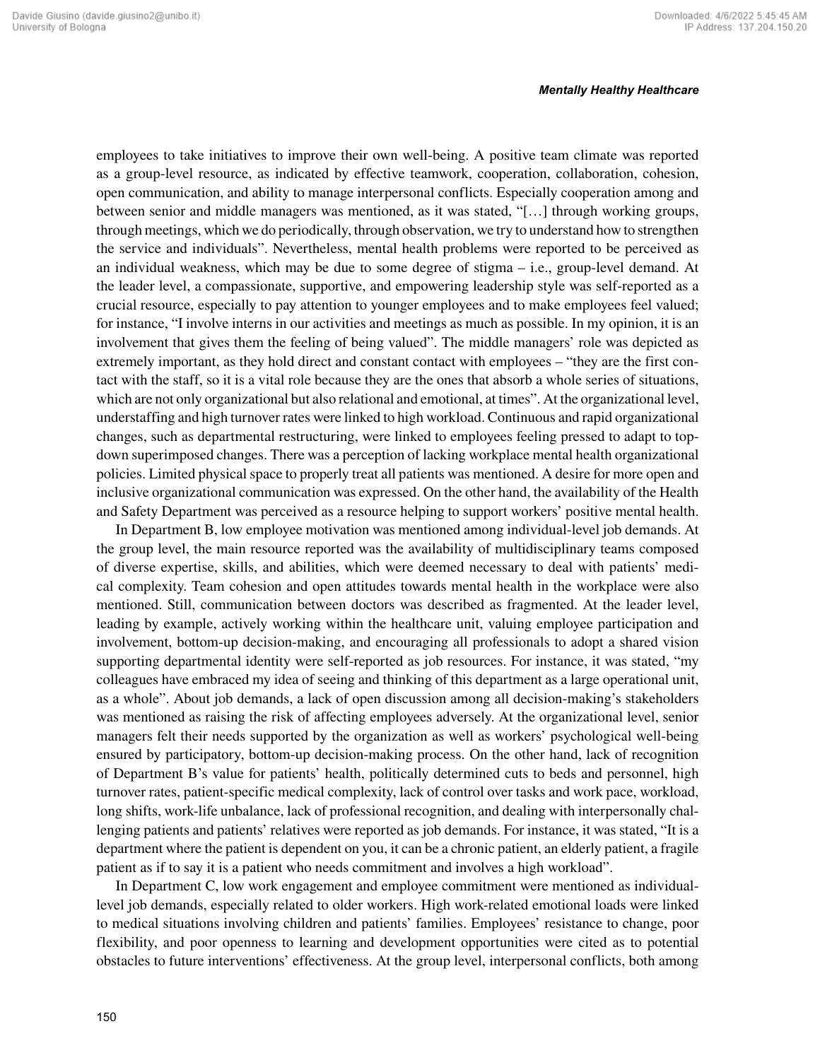employees to take initiatives to improve their own well-being. A positive team climate was reported as a group-level resource, as indicated by effective teamwork, cooperation, collaboration, cohesion, open communication, and ability to manage interpersonal conflicts. Especially cooperation among and between senior and middle managers was mentioned, as it was stated, "[…] through working groups, through meetings, which we do periodically, through observation, we try to understand how to strengthen the service and individuals". Nevertheless, mental health problems were reported to be perceived as an individual weakness, which may be due to some degree of stigma – i.e., group-level demand. At the leader level, a compassionate, supportive, and empowering leadership style was self-reported as a crucial resource, especially to pay attention to younger employees and to make employees feel valued; for instance, "I involve interns in our activities and meetings as much as possible. In my opinion, it is an involvement that gives them the feeling of being valued". The middle managers' role was depicted as extremely important, as they hold direct and constant contact with employees – "they are the first contact with the staff, so it is a vital role because they are the ones that absorb a whole series of situations, which are not only organizational but also relational and emotional, at times". At the organizational level, understaffing and high turnover rates were linked to high workload. Continuous and rapid organizational changes, such as departmental restructuring, were linked to employees feeling pressed to adapt to top-down superimposed changes. There was a perception of lacking workplace mental health organizational policies. Limited physical space to properly treat all patients was mentioned. A desire for more open and inclusive organizational communication was expressed. On the other hand, the availability of the Health and Safety Department was perceived as a resource helping to support workers' positive mental health.

In Department B, low employee motivation was mentioned among individual-level job demands. At the group level, the main resource reported was the availability of multidisciplinary teams composed of diverse expertise, skills, and abilities, which were deemed necessary to deal with patients' medical complexity. Team cohesion and open attitudes towards mental health in the workplace were also mentioned. Still, communication between doctors was described as fragmented. At the leader level, leading by example, actively working within the healthcare unit, valuing employee participation and involvement, bottom-up decision-making, and encouraging all professionals to adopt a shared vision supporting departmental identity were self-reported as job resources. For instance, it was stated, "my colleagues have embraced my idea of seeing and thinking of this department as a large operational unit, as a whole". About job demands, a lack of open discussion among all decision-making's stakeholders was mentioned as raising the risk of affecting employees adversely. At the organizational level, senior managers felt their needs supported by the organization as well as workers' psychological well-being ensured by participatory, bottom-up decision-making process. On the other hand, lack of recognition of Department B's value for patients' health, politically determined cuts to beds and personnel, high turnover rates, patient-specific medical complexity, lack of control over tasks and work pace, workload, long shifts, work-life unbalance, lack of professional recognition, and dealing with interpersonally challenging patients and patients' relatives were reported as job demands. For instance, it was stated, "It is a department where the patient is dependent on you, it can be a chronic patient, an elderly patient, a fragile patient as if to say it is a patient who needs commitment and involves a high workload".

In Department C, low work engagement and employee commitment were mentioned as individual-level job demands, especially related to older workers. High work-related emotional loads were linked to medical situations involving children and patients' families. Employees' resistance to change, poor flexibility, and poor openness to learning and development opportunities were cited as to potential obstacles to future interventions' effectiveness. At the group level, interpersonal conflicts, both among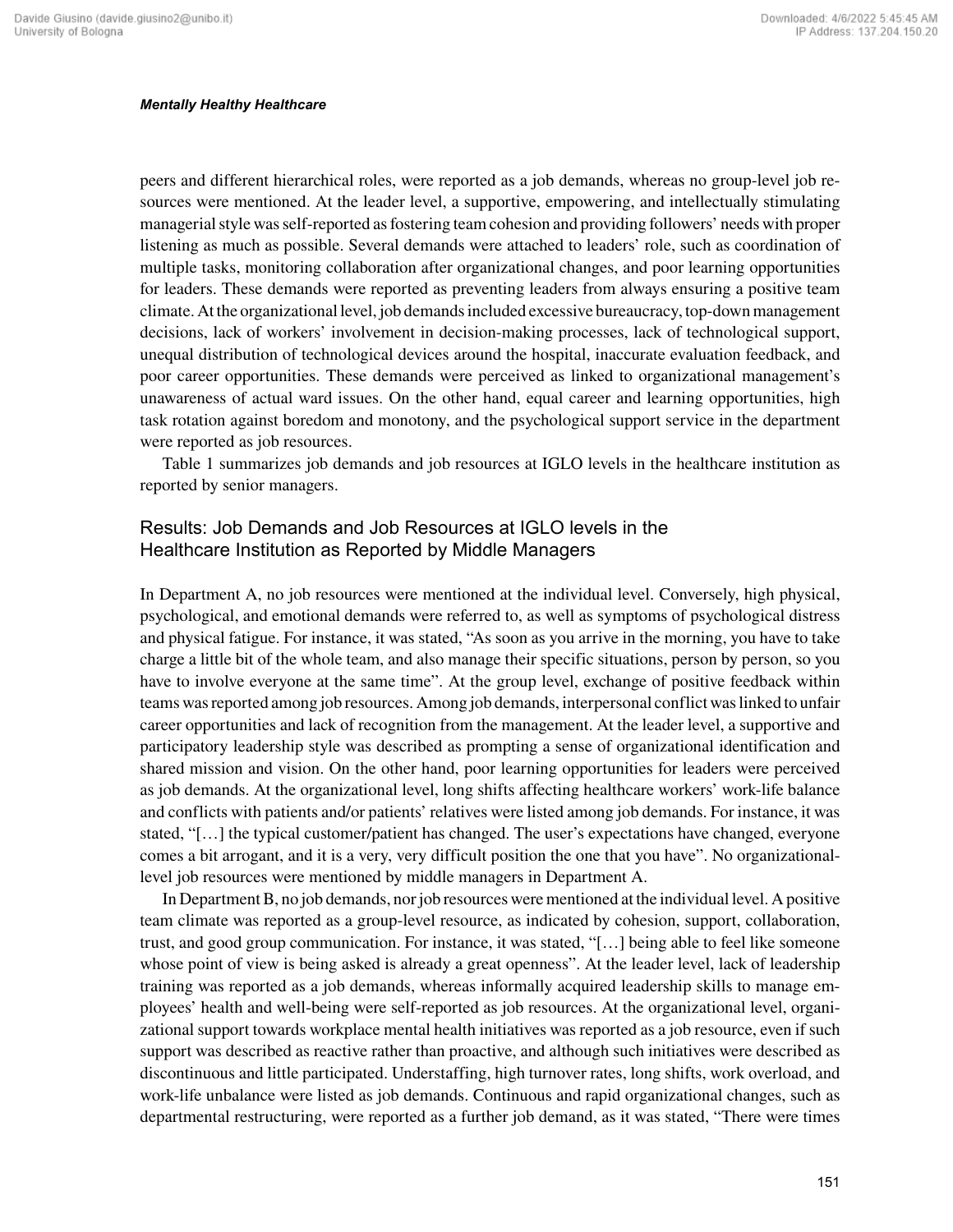peers and different hierarchical roles, were reported as a job demands, whereas no group-level job resources were mentioned. At the leader level, a supportive, empowering, and intellectually stimulating managerial style was self-reported as fostering team cohesion and providing followers' needs with proper listening as much as possible. Several demands were attached to leaders' role, such as coordination of multiple tasks, monitoring collaboration after organizational changes, and poor learning opportunities for leaders. These demands were reported as preventing leaders from always ensuring a positive team climate. At the organizational level, job demands included excessive bureaucracy, top-down management decisions, lack of workers' involvement in decision-making processes, lack of technological support, unequal distribution of technological devices around the hospital, inaccurate evaluation feedback, and poor career opportunities. These demands were perceived as linked to organizational management's unawareness of actual ward issues. On the other hand, equal career and learning opportunities, high task rotation against boredom and monotony, and the psychological support service in the department were reported as job resources.

Table 1 summarizes job demands and job resources at IGLO levels in the healthcare institution as reported by senior managers.

## Results: Job Demands and Job Resources at IGLO levels in the Healthcare Institution as Reported by Middle Managers

In Department A, no job resources were mentioned at the individual level. Conversely, high physical, psychological, and emotional demands were referred to, as well as symptoms of psychological distress and physical fatigue. For instance, it was stated, "As soon as you arrive in the morning, you have to take charge a little bit of the whole team, and also manage their specific situations, person by person, so you have to involve everyone at the same time". At the group level, exchange of positive feedback within teams was reported among job resources. Among job demands, interpersonal conflict was linked to unfair career opportunities and lack of recognition from the management. At the leader level, a supportive and participatory leadership style was described as prompting a sense of organizational identification and shared mission and vision. On the other hand, poor learning opportunities for leaders were perceived as job demands. At the organizational level, long shifts affecting healthcare workers' work-life balance and conflicts with patients and/or patients' relatives were listed among job demands. For instance, it was stated, "[…] the typical customer/patient has changed. The user's expectations have changed, everyone comes a bit arrogant, and it is a very, very difficult position the one that you have". No organizational-level job resources were mentioned by middle managers in Department A.

In Department B, no job demands, nor job resources were mentioned at the individual level. A positive team climate was reported as a group-level resource, as indicated by cohesion, support, collaboration, trust, and good group communication. For instance, it was stated, "[…] being able to feel like someone whose point of view is being asked is already a great openness". At the leader level, lack of leadership training was reported as a job demands, whereas informally acquired leadership skills to manage employees' health and well-being were self-reported as job resources. At the organizational level, organizational support towards workplace mental health initiatives was reported as a job resource, even if such support was described as reactive rather than proactive, and although such initiatives were described as discontinuous and little participated. Understaffing, high turnover rates, long shifts, work overload, and work-life unbalance were listed as job demands. Continuous and rapid organizational changes, such as departmental restructuring, were reported as a further job demand, as it was stated, "There were times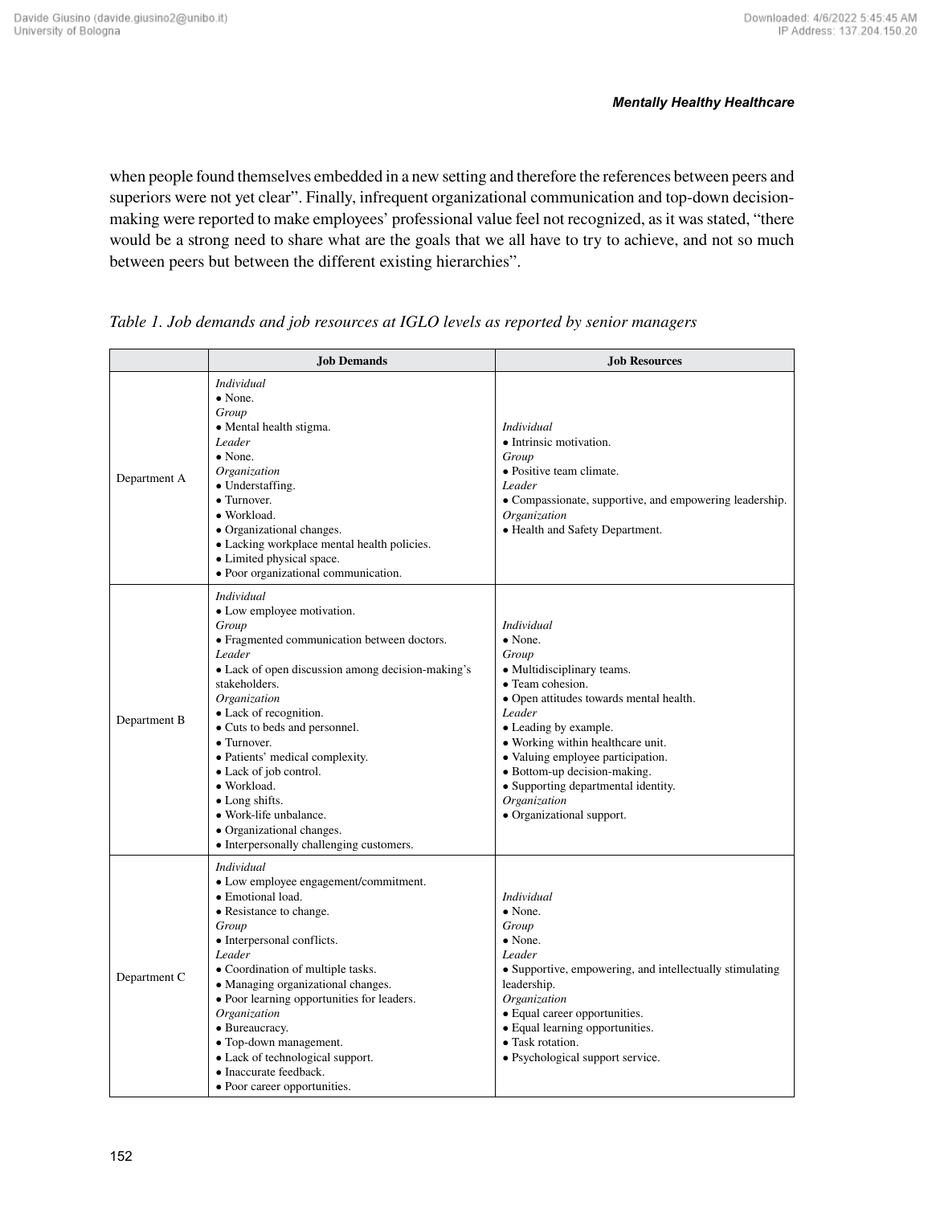when people found themselves embedded in a new setting and therefore the references between peers and superiors were not yet clear". Finally, infrequent organizational communication and top-down decision-making were reported to make employees' professional value feel not recognized, as it was stated, "there would be a strong need to share what are the goals that we all have to try to achieve, and not so much between peers but between the different existing hierarchies".

*Table 1. Job demands and job resources at IGLO levels as reported by senior managers*

| | Job Demands | Job Resources |
|---|---|---|
| Department A | *Individual*<br>• None.<br>*Group*<br>• Mental health stigma.<br>*Leader*<br>• None.<br>*Organization*<br>• Understaffing.<br>• Turnover.<br>• Workload.<br>• Organizational changes.<br>• Lacking workplace mental health policies.<br>• Limited physical space.<br>• Poor organizational communication. | *Individual*<br>• Intrinsic motivation.<br>*Group*<br>• Positive team climate.<br>*Leader*<br>• Compassionate, supportive, and empowering leadership.<br>*Organization*<br>• Health and Safety Department. |
| Department B | *Individual*<br>• Low employee motivation.<br>*Group*<br>• Fragmented communication between doctors.<br>*Leader*<br>• Lack of open discussion among decision-making's stakeholders.<br>*Organization*<br>• Lack of recognition.<br>• Cuts to beds and personnel.<br>• Turnover.<br>• Patients' medical complexity.<br>• Lack of job control.<br>• Workload.<br>• Long shifts.<br>• Work-life unbalance.<br>• Organizational changes.<br>• Interpersonally challenging customers. | *Individual*<br>• None.<br>*Group*<br>• Multidisciplinary teams.<br>• Team cohesion.<br>• Open attitudes towards mental health.<br>*Leader*<br>• Leading by example.<br>• Working within healthcare unit.<br>• Valuing employee participation.<br>• Bottom-up decision-making.<br>• Supporting departmental identity.<br>*Organization*<br>• Organizational support. |
| Department C | *Individual*<br>• Low employee engagement/commitment.<br>• Emotional load.<br>• Resistance to change.<br>*Group*<br>• Interpersonal conflicts.<br>*Leader*<br>• Coordination of multiple tasks.<br>• Managing organizational changes.<br>• Poor learning opportunities for leaders.<br>*Organization*<br>• Bureaucracy.<br>• Top-down management.<br>• Lack of technological support.<br>• Inaccurate feedback.<br>• Poor career opportunities. | *Individual*<br>• None.<br>*Group*<br>• None.<br>*Leader*<br>• Supportive, empowering, and intellectually stimulating leadership.<br>*Organization*<br>• Equal career opportunities.<br>• Equal learning opportunities.<br>• Task rotation.<br>• Psychological support service. |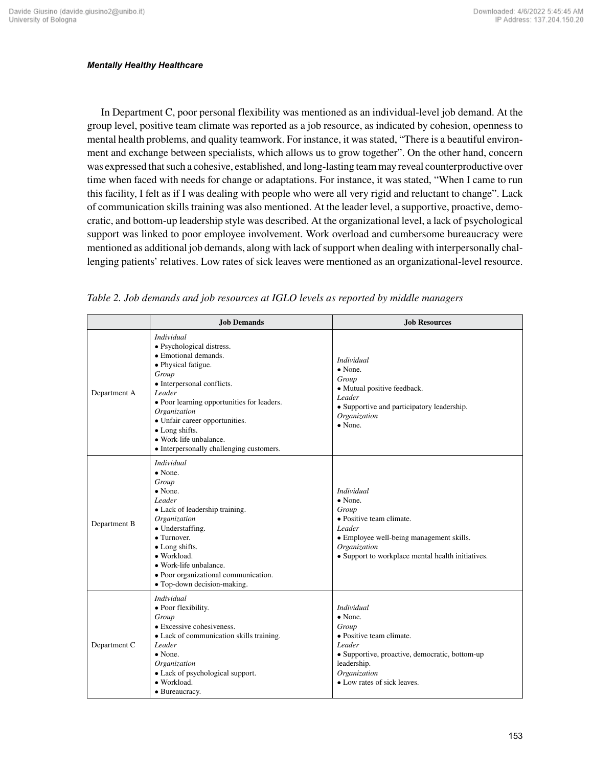In Department C, poor personal flexibility was mentioned as an individual-level job demand. At the group level, positive team climate was reported as a job resource, as indicated by cohesion, openness to mental health problems, and quality teamwork. For instance, it was stated, "There is a beautiful environment and exchange between specialists, which allows us to grow together". On the other hand, concern was expressed that such a cohesive, established, and long-lasting team may reveal counterproductive over time when faced with needs for change or adaptations. For instance, it was stated, "When I came to run this facility, I felt as if I was dealing with people who were all very rigid and reluctant to change". Lack of communication skills training was also mentioned. At the leader level, a supportive, proactive, democratic, and bottom-up leadership style was described. At the organizational level, a lack of psychological support was linked to poor employee involvement. Work overload and cumbersome bureaucracy were mentioned as additional job demands, along with lack of support when dealing with interpersonally challenging patients' relatives. Low rates of sick leaves were mentioned as an organizational-level resource.

*Table 2. Job demands and job resources at IGLO levels as reported by middle managers*

| | Job Demands | Job Resources |
|---|---|---|
| Department A | *Individual*<br>• Psychological distress.<br>• Emotional demands.<br>• Physical fatigue.<br>*Group*<br>• Interpersonal conflicts.<br>*Leader*<br>• Poor learning opportunities for leaders.<br>*Organization*<br>• Unfair career opportunities.<br>• Long shifts.<br>• Work-life unbalance.<br>• Interpersonally challenging customers. | *Individual*<br>• None.<br>*Group*<br>• Mutual positive feedback.<br>*Leader*<br>• Supportive and participatory leadership.<br>*Organization*<br>• None. |
| Department B | *Individual*<br>• None.<br>*Group*<br>• None.<br>*Leader*<br>• Lack of leadership training.<br>*Organization*<br>• Understaffing.<br>• Turnover.<br>• Long shifts.<br>• Workload.<br>• Work-life unbalance.<br>• Poor organizational communication.<br>• Top-down decision-making. | *Individual*<br>• None.<br>*Group*<br>• Positive team climate.<br>*Leader*<br>• Employee well-being management skills.<br>*Organization*<br>• Support to workplace mental health initiatives. |
| Department C | *Individual*<br>• Poor flexibility.<br>*Group*<br>• Excessive cohesiveness.<br>• Lack of communication skills training.<br>*Leader*<br>• None.<br>*Organization*<br>• Lack of psychological support.<br>• Workload.<br>• Bureaucracy. | *Individual*<br>• None.<br>*Group*<br>• Positive team climate.<br>*Leader*<br>• Supportive, proactive, democratic, bottom-up leadership.<br>*Organization*<br>• Low rates of sick leaves. |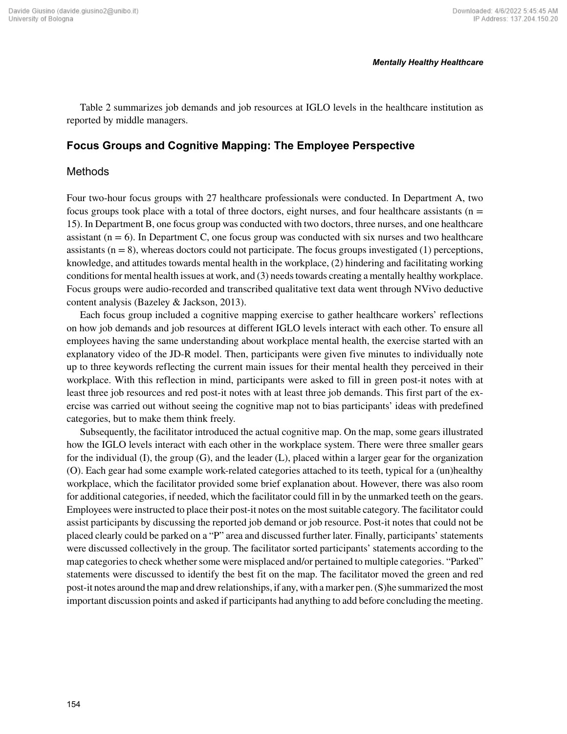Table 2 summarizes job demands and job resources at IGLO levels in the healthcare institution as reported by middle managers.

## Focus Groups and Cognitive Mapping: The Employee Perspective

### Methods

Four two-hour focus groups with 27 healthcare professionals were conducted. In Department A, two focus groups took place with a total of three doctors, eight nurses, and four healthcare assistants (n = 15). In Department B, one focus group was conducted with two doctors, three nurses, and one healthcare assistant (n = 6). In Department C, one focus group was conducted with six nurses and two healthcare assistants (n = 8), whereas doctors could not participate. The focus groups investigated (1) perceptions, knowledge, and attitudes towards mental health in the workplace, (2) hindering and facilitating working conditions for mental health issues at work, and (3) needs towards creating a mentally healthy workplace. Focus groups were audio-recorded and transcribed qualitative text data went through NVivo deductive content analysis (Bazeley & Jackson, 2013).

Each focus group included a cognitive mapping exercise to gather healthcare workers' reflections on how job demands and job resources at different IGLO levels interact with each other. To ensure all employees having the same understanding about workplace mental health, the exercise started with an explanatory video of the JD-R model. Then, participants were given five minutes to individually note up to three keywords reflecting the current main issues for their mental health they perceived in their workplace. With this reflection in mind, participants were asked to fill in green post-it notes with at least three job resources and red post-it notes with at least three job demands. This first part of the exercise was carried out without seeing the cognitive map not to bias participants' ideas with predefined categories, but to make them think freely.

Subsequently, the facilitator introduced the actual cognitive map. On the map, some gears illustrated how the IGLO levels interact with each other in the workplace system. There were three smaller gears for the individual (I), the group (G), and the leader (L), placed within a larger gear for the organization (O). Each gear had some example work-related categories attached to its teeth, typical for a (un)healthy workplace, which the facilitator provided some brief explanation about. However, there was also room for additional categories, if needed, which the facilitator could fill in by the unmarked teeth on the gears. Employees were instructed to place their post-it notes on the most suitable category. The facilitator could assist participants by discussing the reported job demand or job resource. Post-it notes that could not be placed clearly could be parked on a "P" area and discussed further later. Finally, participants' statements were discussed collectively in the group. The facilitator sorted participants' statements according to the map categories to check whether some were misplaced and/or pertained to multiple categories. "Parked" statements were discussed to identify the best fit on the map. The facilitator moved the green and red post-it notes around the map and drew relationships, if any, with a marker pen. (S)he summarized the most important discussion points and asked if participants had anything to add before concluding the meeting.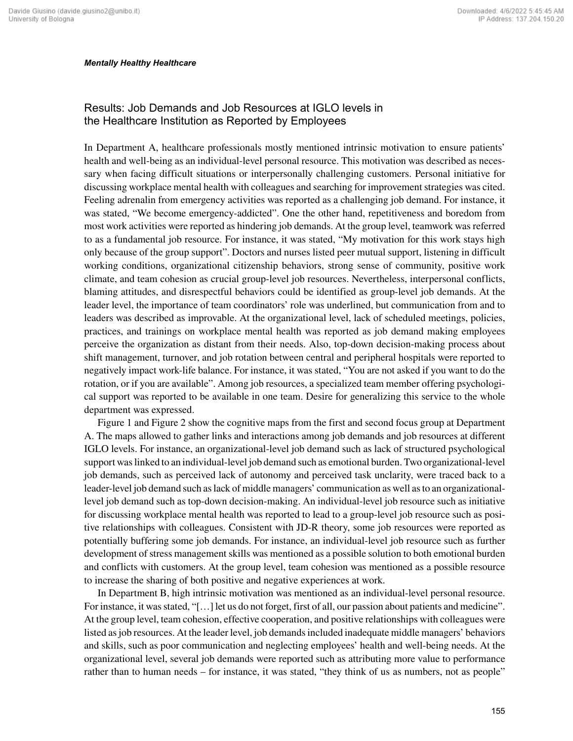## Results: Job Demands and Job Resources at IGLO levels in the Healthcare Institution as Reported by Employees

In Department A, healthcare professionals mostly mentioned intrinsic motivation to ensure patients' health and well-being as an individual-level personal resource. This motivation was described as necessary when facing difficult situations or interpersonally challenging customers. Personal initiative for discussing workplace mental health with colleagues and searching for improvement strategies was cited. Feeling adrenalin from emergency activities was reported as a challenging job demand. For instance, it was stated, "We become emergency-addicted". One the other hand, repetitiveness and boredom from most work activities were reported as hindering job demands. At the group level, teamwork was referred to as a fundamental job resource. For instance, it was stated, "My motivation for this work stays high only because of the group support". Doctors and nurses listed peer mutual support, listening in difficult working conditions, organizational citizenship behaviors, strong sense of community, positive work climate, and team cohesion as crucial group-level job resources. Nevertheless, interpersonal conflicts, blaming attitudes, and disrespectful behaviors could be identified as group-level job demands. At the leader level, the importance of team coordinators' role was underlined, but communication from and to leaders was described as improvable. At the organizational level, lack of scheduled meetings, policies, practices, and trainings on workplace mental health was reported as job demand making employees perceive the organization as distant from their needs. Also, top-down decision-making process about shift management, turnover, and job rotation between central and peripheral hospitals were reported to negatively impact work-life balance. For instance, it was stated, "You are not asked if you want to do the rotation, or if you are available". Among job resources, a specialized team member offering psychological support was reported to be available in one team. Desire for generalizing this service to the whole department was expressed.

Figure 1 and Figure 2 show the cognitive maps from the first and second focus group at Department A. The maps allowed to gather links and interactions among job demands and job resources at different IGLO levels. For instance, an organizational-level job demand such as lack of structured psychological support was linked to an individual-level job demand such as emotional burden. Two organizational-level job demands, such as perceived lack of autonomy and perceived task unclarity, were traced back to a leader-level job demand such as lack of middle managers' communication as well as to an organizational-level job demand such as top-down decision-making. An individual-level job resource such as initiative for discussing workplace mental health was reported to lead to a group-level job resource such as positive relationships with colleagues. Consistent with JD-R theory, some job resources were reported as potentially buffering some job demands. For instance, an individual-level job resource such as further development of stress management skills was mentioned as a possible solution to both emotional burden and conflicts with customers. At the group level, team cohesion was mentioned as a possible resource to increase the sharing of both positive and negative experiences at work.

In Department B, high intrinsic motivation was mentioned as an individual-level personal resource. For instance, it was stated, "[…] let us do not forget, first of all, our passion about patients and medicine". At the group level, team cohesion, effective cooperation, and positive relationships with colleagues were listed as job resources. At the leader level, job demands included inadequate middle managers' behaviors and skills, such as poor communication and neglecting employees' health and well-being needs. At the organizational level, several job demands were reported such as attributing more value to performance rather than to human needs – for instance, it was stated, "they think of us as numbers, not as people"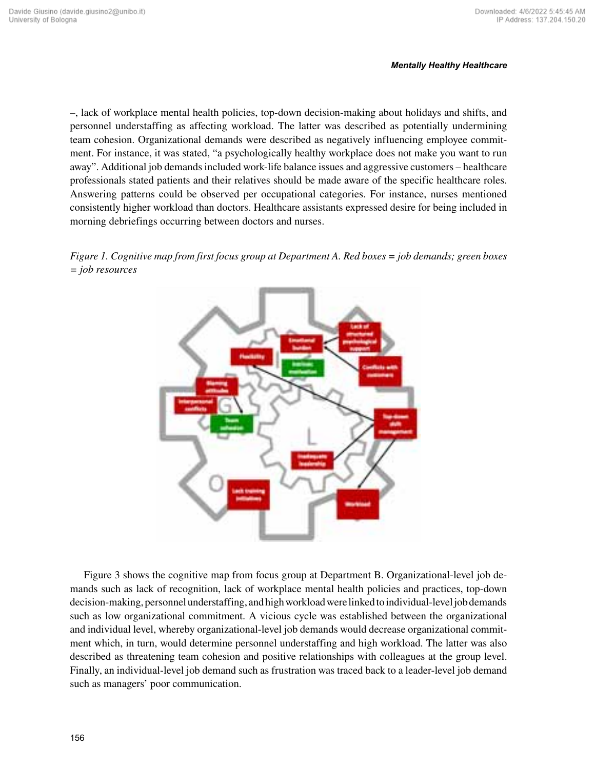–, lack of workplace mental health policies, top-down decision-making about holidays and shifts, and personnel understaffing as affecting workload. The latter was described as potentially undermining team cohesion. Organizational demands were described as negatively influencing employee commitment. For instance, it was stated, "a psychologically healthy workplace does not make you want to run away". Additional job demands included work-life balance issues and aggressive customers – healthcare professionals stated patients and their relatives should be made aware of the specific healthcare roles. Answering patterns could be observed per occupational categories. For instance, nurses mentioned consistently higher workload than doctors. Healthcare assistants expressed desire for being included in morning debriefings occurring between doctors and nurses.

*Figure 1. Cognitive map from first focus group at Department A. Red boxes = job demands; green boxes = job resources*

Lack of structured psychological support

Emotional burden

Flexibility

Intrinsic motivation

Conflicts with customers

Blaming attitudes

Interpersonal conflicts

G

Team cohesion

Top-down shift management

L

Inadequate leadership

O

Lack training initiatives

Workload

Figure 3 shows the cognitive map from focus group at Department B. Organizational-level job demands such as lack of recognition, lack of workplace mental health policies and practices, top-down decision-making, personnel understaffing, and high workload were linked to individual-level job demands such as low organizational commitment. A vicious cycle was established between the organizational and individual level, whereby organizational-level job demands would decrease organizational commitment which, in turn, would determine personnel understaffing and high workload. The latter was also described as threatening team cohesion and positive relationships with colleagues at the group level. Finally, an individual-level job demand such as frustration was traced back to a leader-level job demand such as managers' poor communication.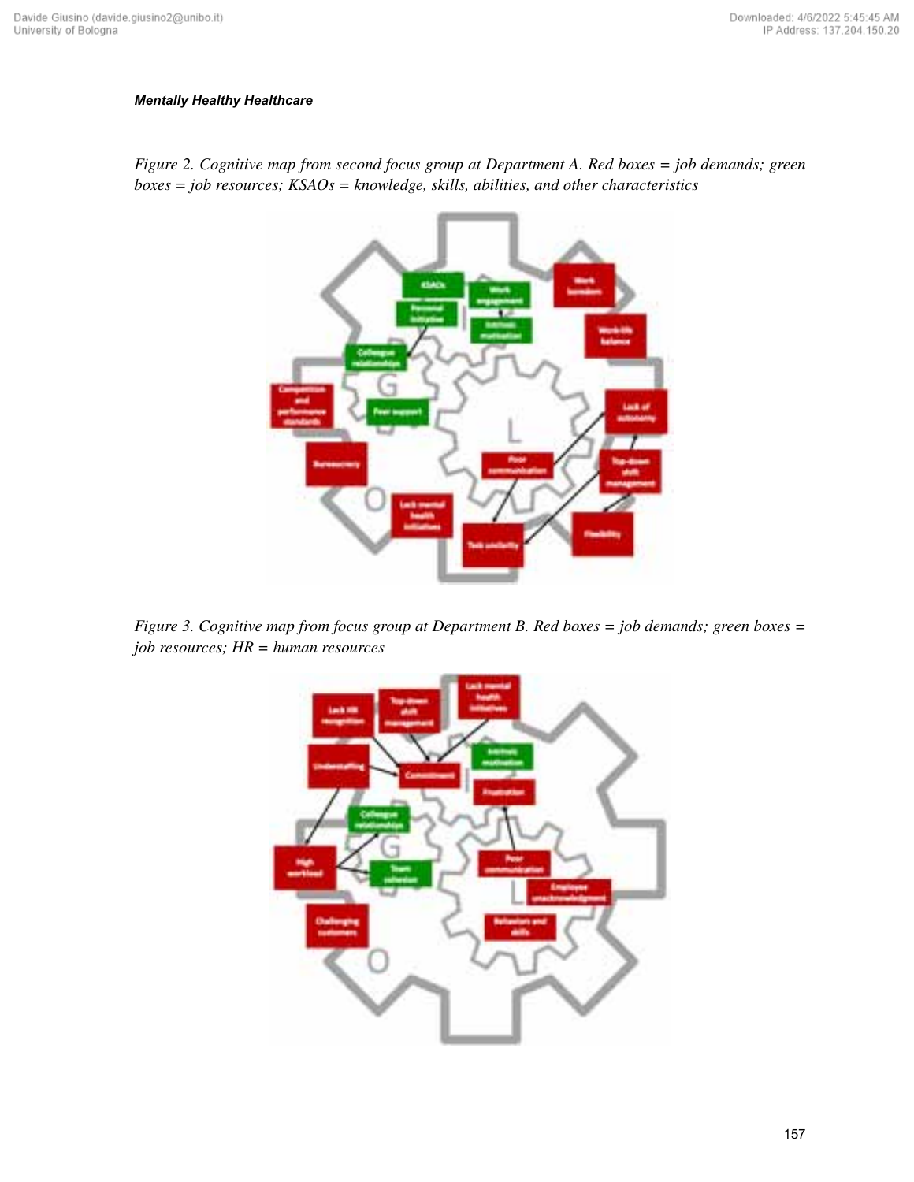*Figure 2. Cognitive map from second focus group at Department A. Red boxes = job demands; green boxes = job resources; KSAOs = knowledge, skills, abilities, and other characteristics*

KSAOs
Work engagement
Work boredom
Personal initiative
Intrinsic motivation
Work-life balance
Colleague relationships
G
Competition and performance standards
Peer support
Lack of autonomy
L
Bureaucracy
Poor communication
Top-down shift management
O
Lack mental health initiatives
Flexibility
Task unclarity

*Figure 3. Cognitive map from focus group at Department B. Red boxes = job demands; green boxes = job resources; HR = human resources*

Lack HR recognition
Top-down shift management
Lack mental health initiatives
Intrinsic motivation
Understaffing
Commitment
Frustration
Colleague relationships
G
High workload
Team cohesion
Poor communication
Employee unacknowledgment
L
Challenging customers
Behaviors and skills
O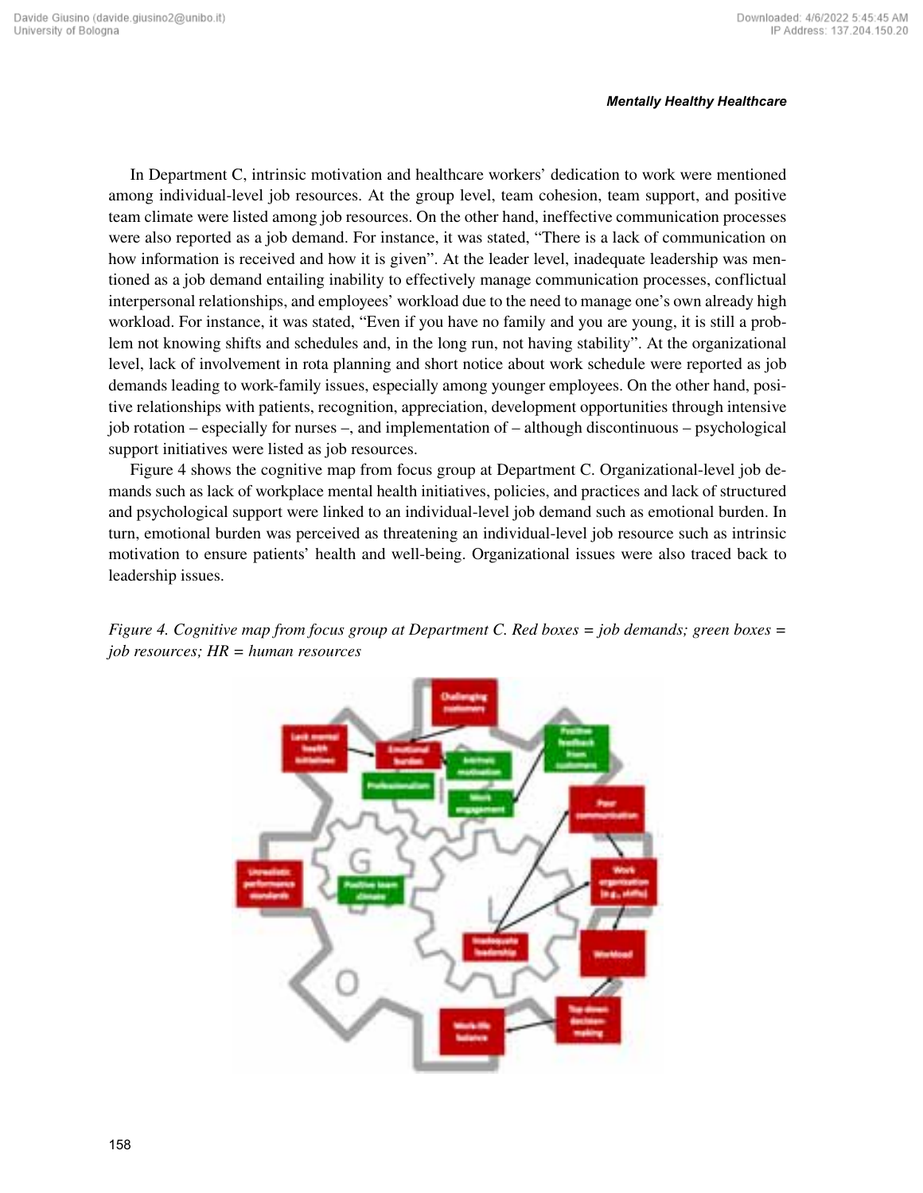In Department C, intrinsic motivation and healthcare workers' dedication to work were mentioned among individual-level job resources. At the group level, team cohesion, team support, and positive team climate were listed among job resources. On the other hand, ineffective communication processes were also reported as a job demand. For instance, it was stated, "There is a lack of communication on how information is received and how it is given". At the leader level, inadequate leadership was mentioned as a job demand entailing inability to effectively manage communication processes, conflictual interpersonal relationships, and employees' workload due to the need to manage one's own already high workload. For instance, it was stated, "Even if you have no family and you are young, it is still a problem not knowing shifts and schedules and, in the long run, not having stability". At the organizational level, lack of involvement in rota planning and short notice about work schedule were reported as job demands leading to work-family issues, especially among younger employees. On the other hand, positive relationships with patients, recognition, appreciation, development opportunities through intensive job rotation – especially for nurses –, and implementation of – although discontinuous – psychological support initiatives were listed as job resources.

Figure 4 shows the cognitive map from focus group at Department C. Organizational-level job demands such as lack of workplace mental health initiatives, policies, and practices and lack of structured and psychological support were linked to an individual-level job demand such as emotional burden. In turn, emotional burden was perceived as threatening an individual-level job resource such as intrinsic motivation to ensure patients' health and well-being. Organizational issues were also traced back to leadership issues.

*Figure 4. Cognitive map from focus group at Department C. Red boxes = job demands; green boxes = job resources; HR = human resources*

Challenging customers

Lack mental health initiatives

Emotional burden

Intrinsic motivation

Professionalism

Work engagement

Positive feedback from customers

Poor communication

G

Unrealistic performance standards

Positive team climate

Work organization (e.g., shifts)

Inadequate leadership

Workload

O

Top-down decision-making

Work-life balance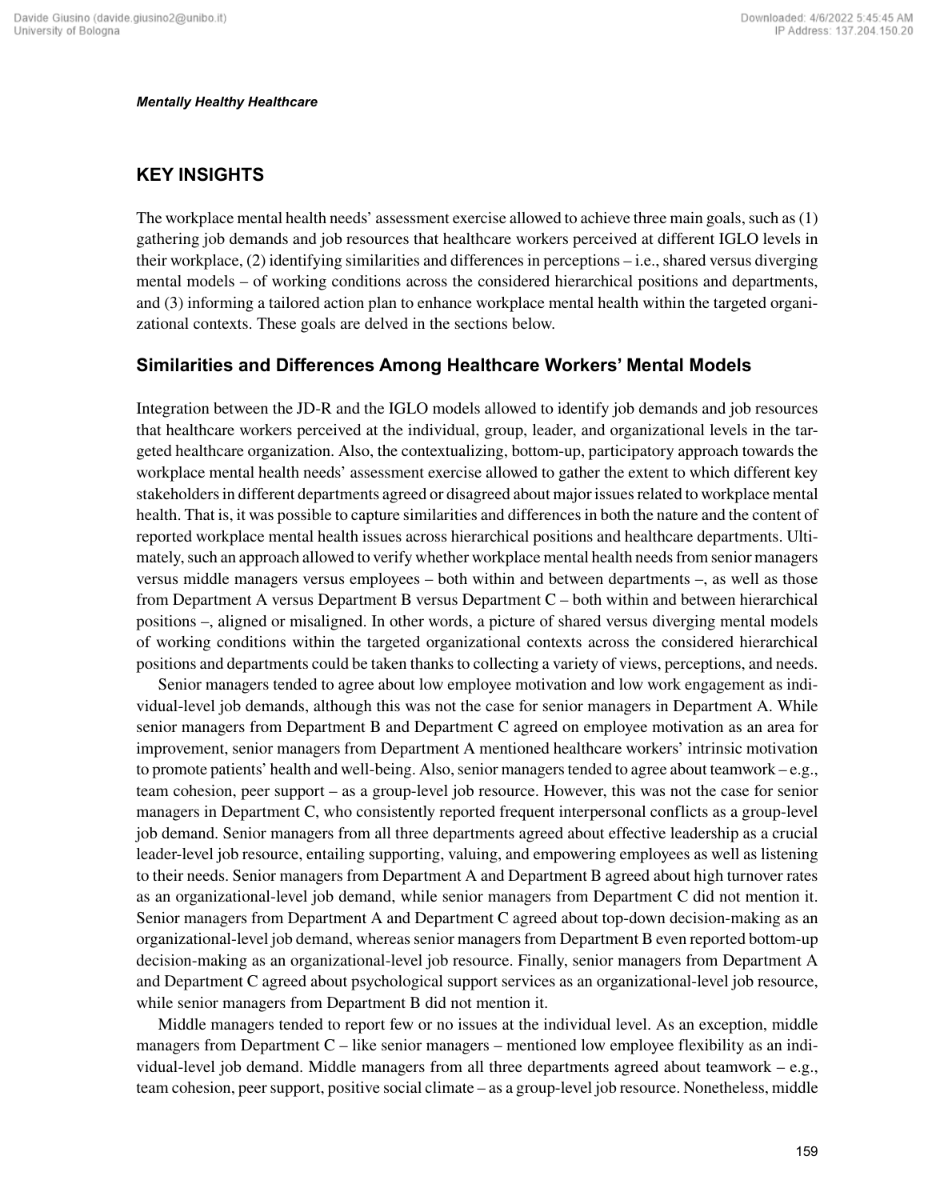## KEY INSIGHTS

The workplace mental health needs' assessment exercise allowed to achieve three main goals, such as (1) gathering job demands and job resources that healthcare workers perceived at different IGLO levels in their workplace, (2) identifying similarities and differences in perceptions – i.e., shared versus diverging mental models – of working conditions across the considered hierarchical positions and departments, and (3) informing a tailored action plan to enhance workplace mental health within the targeted organizational contexts. These goals are delved in the sections below.

### Similarities and Differences Among Healthcare Workers' Mental Models

Integration between the JD-R and the IGLO models allowed to identify job demands and job resources that healthcare workers perceived at the individual, group, leader, and organizational levels in the targeted healthcare organization. Also, the contextualizing, bottom-up, participatory approach towards the workplace mental health needs' assessment exercise allowed to gather the extent to which different key stakeholders in different departments agreed or disagreed about major issues related to workplace mental health. That is, it was possible to capture similarities and differences in both the nature and the content of reported workplace mental health issues across hierarchical positions and healthcare departments. Ultimately, such an approach allowed to verify whether workplace mental health needs from senior managers versus middle managers versus employees – both within and between departments –, as well as those from Department A versus Department B versus Department C – both within and between hierarchical positions –, aligned or misaligned. In other words, a picture of shared versus diverging mental models of working conditions within the targeted organizational contexts across the considered hierarchical positions and departments could be taken thanks to collecting a variety of views, perceptions, and needs.

Senior managers tended to agree about low employee motivation and low work engagement as individual-level job demands, although this was not the case for senior managers in Department A. While senior managers from Department B and Department C agreed on employee motivation as an area for improvement, senior managers from Department A mentioned healthcare workers' intrinsic motivation to promote patients' health and well-being. Also, senior managers tended to agree about teamwork – e.g., team cohesion, peer support – as a group-level job resource. However, this was not the case for senior managers in Department C, who consistently reported frequent interpersonal conflicts as a group-level job demand. Senior managers from all three departments agreed about effective leadership as a crucial leader-level job resource, entailing supporting, valuing, and empowering employees as well as listening to their needs. Senior managers from Department A and Department B agreed about high turnover rates as an organizational-level job demand, while senior managers from Department C did not mention it. Senior managers from Department A and Department C agreed about top-down decision-making as an organizational-level job demand, whereas senior managers from Department B even reported bottom-up decision-making as an organizational-level job resource. Finally, senior managers from Department A and Department C agreed about psychological support services as an organizational-level job resource, while senior managers from Department B did not mention it.

Middle managers tended to report few or no issues at the individual level. As an exception, middle managers from Department C – like senior managers – mentioned low employee flexibility as an individual-level job demand. Middle managers from all three departments agreed about teamwork – e.g., team cohesion, peer support, positive social climate – as a group-level job resource. Nonetheless, middle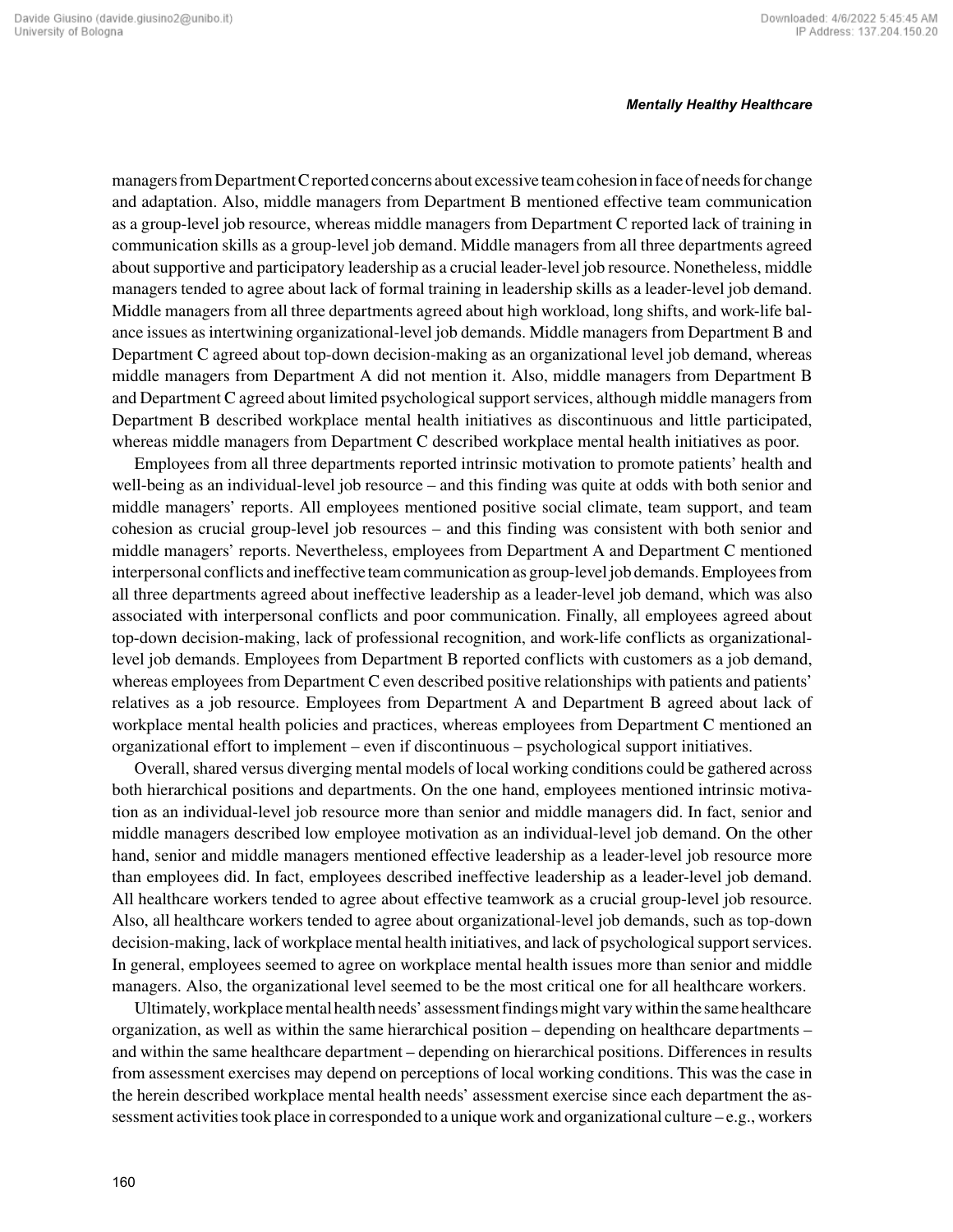managers from Department C reported concerns about excessive team cohesion in face of needs for change and adaptation. Also, middle managers from Department B mentioned effective team communication as a group-level job resource, whereas middle managers from Department C reported lack of training in communication skills as a group-level job demand. Middle managers from all three departments agreed about supportive and participatory leadership as a crucial leader-level job resource. Nonetheless, middle managers tended to agree about lack of formal training in leadership skills as a leader-level job demand. Middle managers from all three departments agreed about high workload, long shifts, and work-life balance issues as intertwining organizational-level job demands. Middle managers from Department B and Department C agreed about top-down decision-making as an organizational level job demand, whereas middle managers from Department A did not mention it. Also, middle managers from Department B and Department C agreed about limited psychological support services, although middle managers from Department B described workplace mental health initiatives as discontinuous and little participated, whereas middle managers from Department C described workplace mental health initiatives as poor.

Employees from all three departments reported intrinsic motivation to promote patients' health and well-being as an individual-level job resource – and this finding was quite at odds with both senior and middle managers' reports. All employees mentioned positive social climate, team support, and team cohesion as crucial group-level job resources – and this finding was consistent with both senior and middle managers' reports. Nevertheless, employees from Department A and Department C mentioned interpersonal conflicts and ineffective team communication as group-level job demands. Employees from all three departments agreed about ineffective leadership as a leader-level job demand, which was also associated with interpersonal conflicts and poor communication. Finally, all employees agreed about top-down decision-making, lack of professional recognition, and work-life conflicts as organizational-level job demands. Employees from Department B reported conflicts with customers as a job demand, whereas employees from Department C even described positive relationships with patients and patients' relatives as a job resource. Employees from Department A and Department B agreed about lack of workplace mental health policies and practices, whereas employees from Department C mentioned an organizational effort to implement – even if discontinuous – psychological support initiatives.

Overall, shared versus diverging mental models of local working conditions could be gathered across both hierarchical positions and departments. On the one hand, employees mentioned intrinsic motivation as an individual-level job resource more than senior and middle managers did. In fact, senior and middle managers described low employee motivation as an individual-level job demand. On the other hand, senior and middle managers mentioned effective leadership as a leader-level job resource more than employees did. In fact, employees described ineffective leadership as a leader-level job demand. All healthcare workers tended to agree about effective teamwork as a crucial group-level job resource. Also, all healthcare workers tended to agree about organizational-level job demands, such as top-down decision-making, lack of workplace mental health initiatives, and lack of psychological support services. In general, employees seemed to agree on workplace mental health issues more than senior and middle managers. Also, the organizational level seemed to be the most critical one for all healthcare workers.

Ultimately, workplace mental health needs' assessment findings might vary within the same healthcare organization, as well as within the same hierarchical position – depending on healthcare departments – and within the same healthcare department – depending on hierarchical positions. Differences in results from assessment exercises may depend on perceptions of local working conditions. This was the case in the herein described workplace mental health needs' assessment exercise since each department the assessment activities took place in corresponded to a unique work and organizational culture – e.g., workers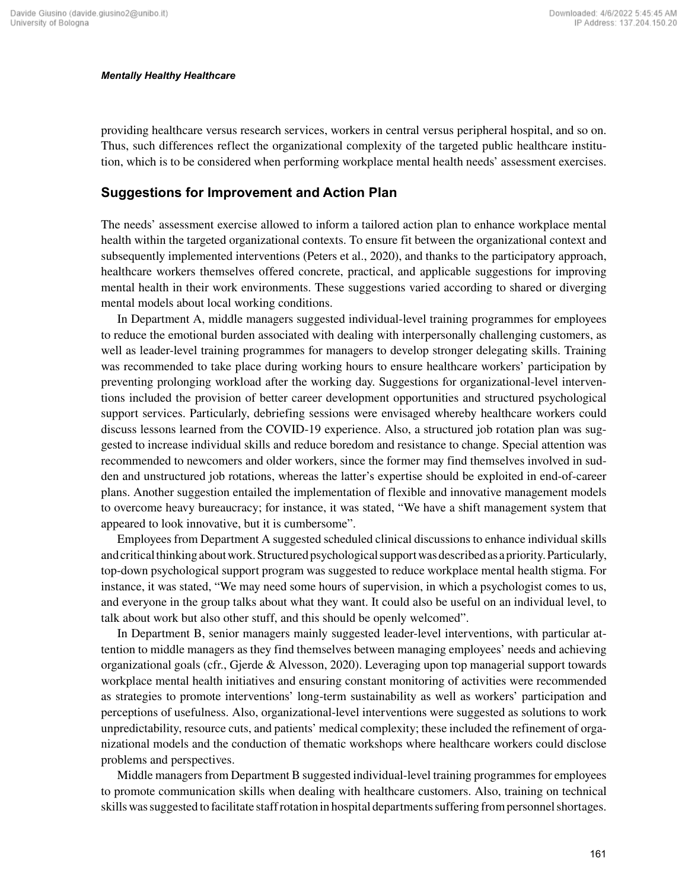providing healthcare versus research services, workers in central versus peripheral hospital, and so on. Thus, such differences reflect the organizational complexity of the targeted public healthcare institution, which is to be considered when performing workplace mental health needs' assessment exercises.

## Suggestions for Improvement and Action Plan

The needs' assessment exercise allowed to inform a tailored action plan to enhance workplace mental health within the targeted organizational contexts. To ensure fit between the organizational context and subsequently implemented interventions (Peters et al., 2020), and thanks to the participatory approach, healthcare workers themselves offered concrete, practical, and applicable suggestions for improving mental health in their work environments. These suggestions varied according to shared or diverging mental models about local working conditions.

In Department A, middle managers suggested individual-level training programmes for employees to reduce the emotional burden associated with dealing with interpersonally challenging customers, as well as leader-level training programmes for managers to develop stronger delegating skills. Training was recommended to take place during working hours to ensure healthcare workers' participation by preventing prolonging workload after the working day. Suggestions for organizational-level interventions included the provision of better career development opportunities and structured psychological support services. Particularly, debriefing sessions were envisaged whereby healthcare workers could discuss lessons learned from the COVID-19 experience. Also, a structured job rotation plan was suggested to increase individual skills and reduce boredom and resistance to change. Special attention was recommended to newcomers and older workers, since the former may find themselves involved in sudden and unstructured job rotations, whereas the latter's expertise should be exploited in end-of-career plans. Another suggestion entailed the implementation of flexible and innovative management models to overcome heavy bureaucracy; for instance, it was stated, "We have a shift management system that appeared to look innovative, but it is cumbersome".

Employees from Department A suggested scheduled clinical discussions to enhance individual skills and critical thinking about work. Structured psychological support was described as a priority. Particularly, top-down psychological support program was suggested to reduce workplace mental health stigma. For instance, it was stated, "We may need some hours of supervision, in which a psychologist comes to us, and everyone in the group talks about what they want. It could also be useful on an individual level, to talk about work but also other stuff, and this should be openly welcomed".

In Department B, senior managers mainly suggested leader-level interventions, with particular attention to middle managers as they find themselves between managing employees' needs and achieving organizational goals (cfr., Gjerde & Alvesson, 2020). Leveraging upon top managerial support towards workplace mental health initiatives and ensuring constant monitoring of activities were recommended as strategies to promote interventions' long-term sustainability as well as workers' participation and perceptions of usefulness. Also, organizational-level interventions were suggested as solutions to work unpredictability, resource cuts, and patients' medical complexity; these included the refinement of organizational models and the conduction of thematic workshops where healthcare workers could disclose problems and perspectives.

Middle managers from Department B suggested individual-level training programmes for employees to promote communication skills when dealing with healthcare customers. Also, training on technical skills was suggested to facilitate staff rotation in hospital departments suffering from personnel shortages.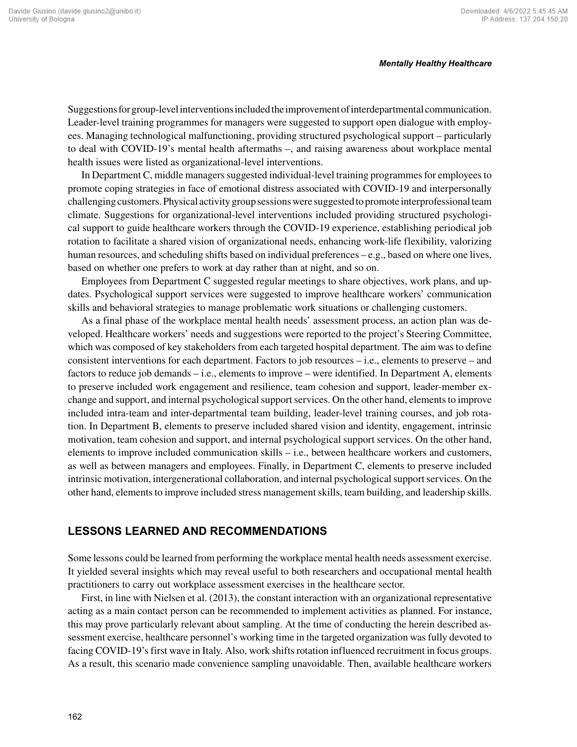Suggestions for group-level interventions included the improvement of interdepartmental communication. Leader-level training programmes for managers were suggested to support open dialogue with employees. Managing technological malfunctioning, providing structured psychological support – particularly to deal with COVID-19's mental health aftermaths –, and raising awareness about workplace mental health issues were listed as organizational-level interventions.

In Department C, middle managers suggested individual-level training programmes for employees to promote coping strategies in face of emotional distress associated with COVID-19 and interpersonally challenging customers. Physical activity group sessions were suggested to promote interprofessional team climate. Suggestions for organizational-level interventions included providing structured psychological support to guide healthcare workers through the COVID-19 experience, establishing periodical job rotation to facilitate a shared vision of organizational needs, enhancing work-life flexibility, valorizing human resources, and scheduling shifts based on individual preferences – e.g., based on where one lives, based on whether one prefers to work at day rather than at night, and so on.

Employees from Department C suggested regular meetings to share objectives, work plans, and updates. Psychological support services were suggested to improve healthcare workers' communication skills and behavioral strategies to manage problematic work situations or challenging customers.

As a final phase of the workplace mental health needs' assessment process, an action plan was developed. Healthcare workers' needs and suggestions were reported to the project's Steering Committee, which was composed of key stakeholders from each targeted hospital department. The aim was to define consistent interventions for each department. Factors to job resources – i.e., elements to preserve – and factors to reduce job demands – i.e., elements to improve – were identified. In Department A, elements to preserve included work engagement and resilience, team cohesion and support, leader-member exchange and support, and internal psychological support services. On the other hand, elements to improve included intra-team and inter-departmental team building, leader-level training courses, and job rotation. In Department B, elements to preserve included shared vision and identity, engagement, intrinsic motivation, team cohesion and support, and internal psychological support services. On the other hand, elements to improve included communication skills – i.e., between healthcare workers and customers, as well as between managers and employees. Finally, in Department C, elements to preserve included intrinsic motivation, intergenerational collaboration, and internal psychological support services. On the other hand, elements to improve included stress management skills, team building, and leadership skills.

## LESSONS LEARNED AND RECOMMENDATIONS

Some lessons could be learned from performing the workplace mental health needs assessment exercise. It yielded several insights which may reveal useful to both researchers and occupational mental health practitioners to carry out workplace assessment exercises in the healthcare sector.

First, in line with Nielsen et al. (2013), the constant interaction with an organizational representative acting as a main contact person can be recommended to implement activities as planned. For instance, this may prove particularly relevant about sampling. At the time of conducting the herein described assessment exercise, healthcare personnel's working time in the targeted organization was fully devoted to facing COVID-19's first wave in Italy. Also, work shifts rotation influenced recruitment in focus groups. As a result, this scenario made convenience sampling unavoidable. Then, available healthcare workers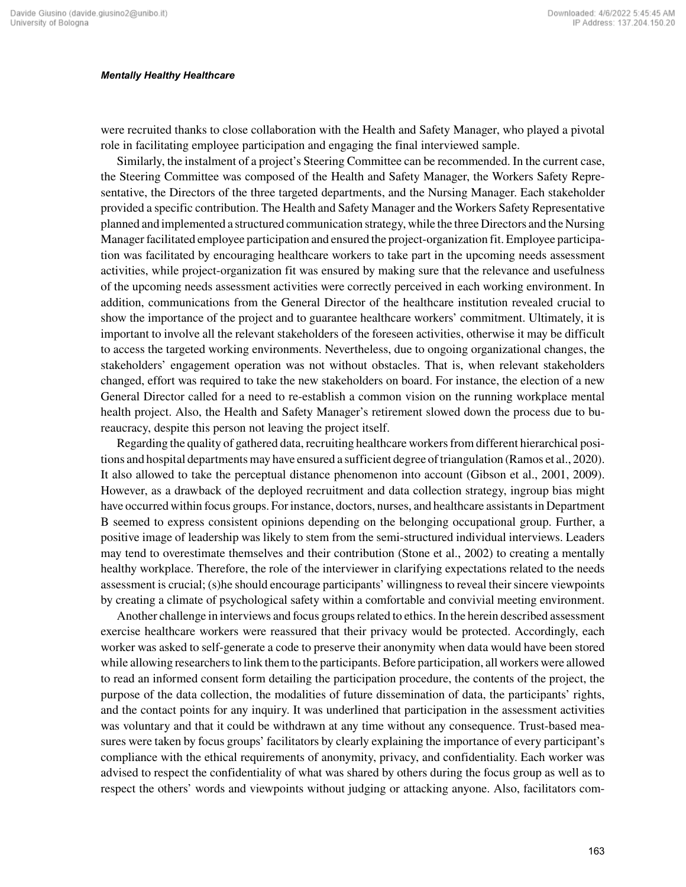were recruited thanks to close collaboration with the Health and Safety Manager, who played a pivotal role in facilitating employee participation and engaging the final interviewed sample.

Similarly, the instalment of a project's Steering Committee can be recommended. In the current case, the Steering Committee was composed of the Health and Safety Manager, the Workers Safety Representative, the Directors of the three targeted departments, and the Nursing Manager. Each stakeholder provided a specific contribution. The Health and Safety Manager and the Workers Safety Representative planned and implemented a structured communication strategy, while the three Directors and the Nursing Manager facilitated employee participation and ensured the project-organization fit. Employee participation was facilitated by encouraging healthcare workers to take part in the upcoming needs assessment activities, while project-organization fit was ensured by making sure that the relevance and usefulness of the upcoming needs assessment activities were correctly perceived in each working environment. In addition, communications from the General Director of the healthcare institution revealed crucial to show the importance of the project and to guarantee healthcare workers' commitment. Ultimately, it is important to involve all the relevant stakeholders of the foreseen activities, otherwise it may be difficult to access the targeted working environments. Nevertheless, due to ongoing organizational changes, the stakeholders' engagement operation was not without obstacles. That is, when relevant stakeholders changed, effort was required to take the new stakeholders on board. For instance, the election of a new General Director called for a need to re-establish a common vision on the running workplace mental health project. Also, the Health and Safety Manager's retirement slowed down the process due to bureaucracy, despite this person not leaving the project itself.

Regarding the quality of gathered data, recruiting healthcare workers from different hierarchical positions and hospital departments may have ensured a sufficient degree of triangulation (Ramos et al., 2020). It also allowed to take the perceptual distance phenomenon into account (Gibson et al., 2001, 2009). However, as a drawback of the deployed recruitment and data collection strategy, ingroup bias might have occurred within focus groups. For instance, doctors, nurses, and healthcare assistants in Department B seemed to express consistent opinions depending on the belonging occupational group. Further, a positive image of leadership was likely to stem from the semi-structured individual interviews. Leaders may tend to overestimate themselves and their contribution (Stone et al., 2002) to creating a mentally healthy workplace. Therefore, the role of the interviewer in clarifying expectations related to the needs assessment is crucial; (s)he should encourage participants' willingness to reveal their sincere viewpoints by creating a climate of psychological safety within a comfortable and convivial meeting environment.

Another challenge in interviews and focus groups related to ethics. In the herein described assessment exercise healthcare workers were reassured that their privacy would be protected. Accordingly, each worker was asked to self-generate a code to preserve their anonymity when data would have been stored while allowing researchers to link them to the participants. Before participation, all workers were allowed to read an informed consent form detailing the participation procedure, the contents of the project, the purpose of the data collection, the modalities of future dissemination of data, the participants' rights, and the contact points for any inquiry. It was underlined that participation in the assessment activities was voluntary and that it could be withdrawn at any time without any consequence. Trust-based measures were taken by focus groups' facilitators by clearly explaining the importance of every participant's compliance with the ethical requirements of anonymity, privacy, and confidentiality. Each worker was advised to respect the confidentiality of what was shared by others during the focus group as well as to respect the others' words and viewpoints without judging or attacking anyone. Also, facilitators com-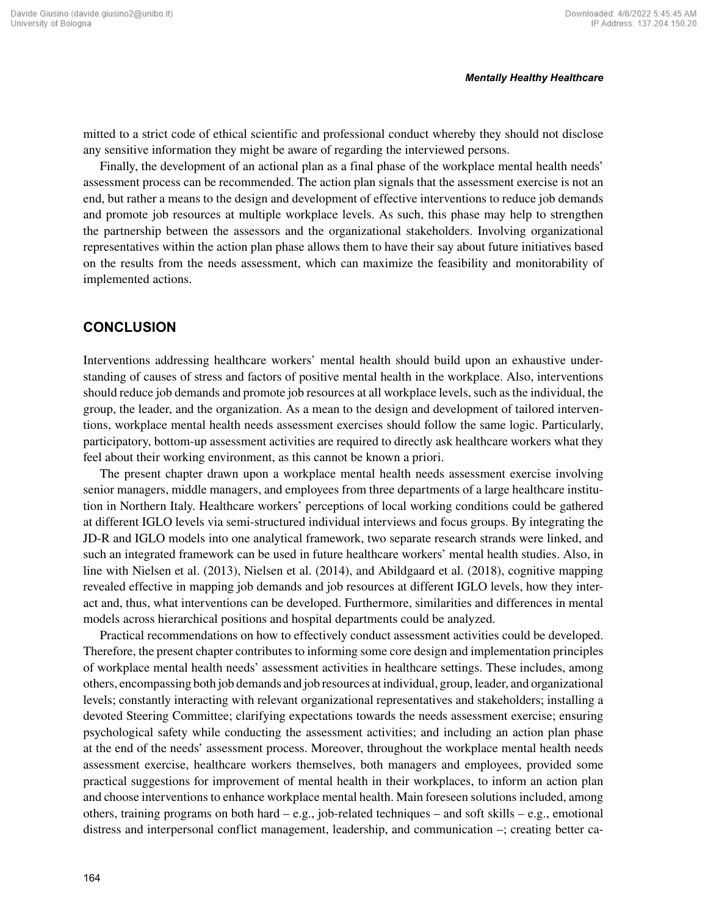mitted to a strict code of ethical scientific and professional conduct whereby they should not disclose any sensitive information they might be aware of regarding the interviewed persons.

Finally, the development of an actional plan as a final phase of the workplace mental health needs' assessment process can be recommended. The action plan signals that the assessment exercise is not an end, but rather a means to the design and development of effective interventions to reduce job demands and promote job resources at multiple workplace levels. As such, this phase may help to strengthen the partnership between the assessors and the organizational stakeholders. Involving organizational representatives within the action plan phase allows them to have their say about future initiatives based on the results from the needs assessment, which can maximize the feasibility and monitorability of implemented actions.

## CONCLUSION

Interventions addressing healthcare workers' mental health should build upon an exhaustive understanding of causes of stress and factors of positive mental health in the workplace. Also, interventions should reduce job demands and promote job resources at all workplace levels, such as the individual, the group, the leader, and the organization. As a mean to the design and development of tailored interventions, workplace mental health needs assessment exercises should follow the same logic. Particularly, participatory, bottom-up assessment activities are required to directly ask healthcare workers what they feel about their working environment, as this cannot be known a priori.

The present chapter drawn upon a workplace mental health needs assessment exercise involving senior managers, middle managers, and employees from three departments of a large healthcare institution in Northern Italy. Healthcare workers' perceptions of local working conditions could be gathered at different IGLO levels via semi-structured individual interviews and focus groups. By integrating the JD-R and IGLO models into one analytical framework, two separate research strands were linked, and such an integrated framework can be used in future healthcare workers' mental health studies. Also, in line with Nielsen et al. (2013), Nielsen et al. (2014), and Abildgaard et al. (2018), cognitive mapping revealed effective in mapping job demands and job resources at different IGLO levels, how they interact and, thus, what interventions can be developed. Furthermore, similarities and differences in mental models across hierarchical positions and hospital departments could be analyzed.

Practical recommendations on how to effectively conduct assessment activities could be developed. Therefore, the present chapter contributes to informing some core design and implementation principles of workplace mental health needs' assessment activities in healthcare settings. These includes, among others, encompassing both job demands and job resources at individual, group, leader, and organizational levels; constantly interacting with relevant organizational representatives and stakeholders; installing a devoted Steering Committee; clarifying expectations towards the needs assessment exercise; ensuring psychological safety while conducting the assessment activities; and including an action plan phase at the end of the needs' assessment process. Moreover, throughout the workplace mental health needs assessment exercise, healthcare workers themselves, both managers and employees, provided some practical suggestions for improvement of mental health in their workplaces, to inform an action plan and choose interventions to enhance workplace mental health. Main foreseen solutions included, among others, training programs on both hard – e.g., job-related techniques – and soft skills – e.g., emotional distress and interpersonal conflict management, leadership, and communication –; creating better ca-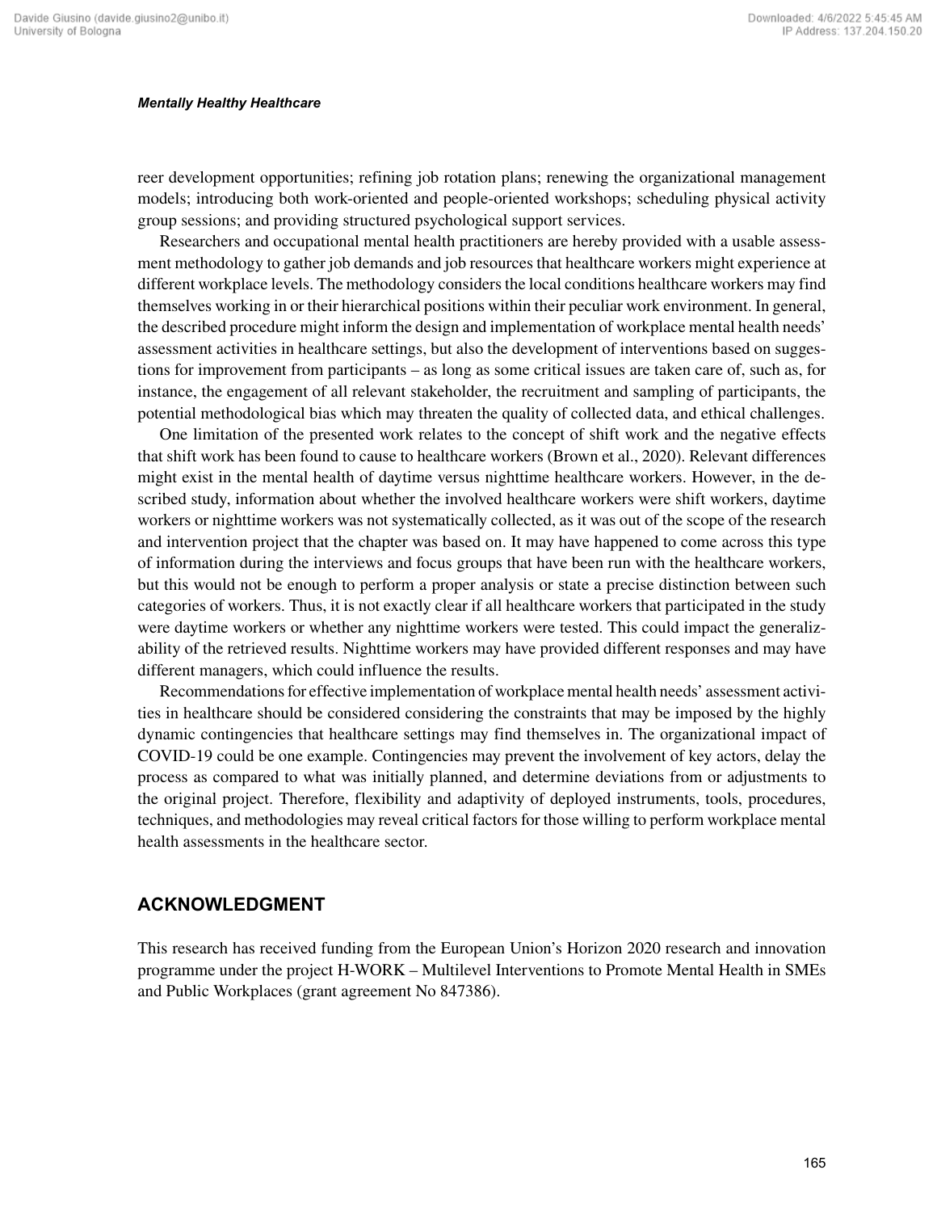reer development opportunities; refining job rotation plans; renewing the organizational management models; introducing both work-oriented and people-oriented workshops; scheduling physical activity group sessions; and providing structured psychological support services.

Researchers and occupational mental health practitioners are hereby provided with a usable assessment methodology to gather job demands and job resources that healthcare workers might experience at different workplace levels. The methodology considers the local conditions healthcare workers may find themselves working in or their hierarchical positions within their peculiar work environment. In general, the described procedure might inform the design and implementation of workplace mental health needs' assessment activities in healthcare settings, but also the development of interventions based on suggestions for improvement from participants – as long as some critical issues are taken care of, such as, for instance, the engagement of all relevant stakeholder, the recruitment and sampling of participants, the potential methodological bias which may threaten the quality of collected data, and ethical challenges.

One limitation of the presented work relates to the concept of shift work and the negative effects that shift work has been found to cause to healthcare workers (Brown et al., 2020). Relevant differences might exist in the mental health of daytime versus nighttime healthcare workers. However, in the described study, information about whether the involved healthcare workers were shift workers, daytime workers or nighttime workers was not systematically collected, as it was out of the scope of the research and intervention project that the chapter was based on. It may have happened to come across this type of information during the interviews and focus groups that have been run with the healthcare workers, but this would not be enough to perform a proper analysis or state a precise distinction between such categories of workers. Thus, it is not exactly clear if all healthcare workers that participated in the study were daytime workers or whether any nighttime workers were tested. This could impact the generalizability of the retrieved results. Nighttime workers may have provided different responses and may have different managers, which could influence the results.

Recommendations for effective implementation of workplace mental health needs' assessment activities in healthcare should be considered considering the constraints that may be imposed by the highly dynamic contingencies that healthcare settings may find themselves in. The organizational impact of COVID-19 could be one example. Contingencies may prevent the involvement of key actors, delay the process as compared to what was initially planned, and determine deviations from or adjustments to the original project. Therefore, flexibility and adaptivity of deployed instruments, tools, procedures, techniques, and methodologies may reveal critical factors for those willing to perform workplace mental health assessments in the healthcare sector.

## ACKNOWLEDGMENT

This research has received funding from the European Union's Horizon 2020 research and innovation programme under the project H-WORK – Multilevel Interventions to Promote Mental Health in SMEs and Public Workplaces (grant agreement No 847386).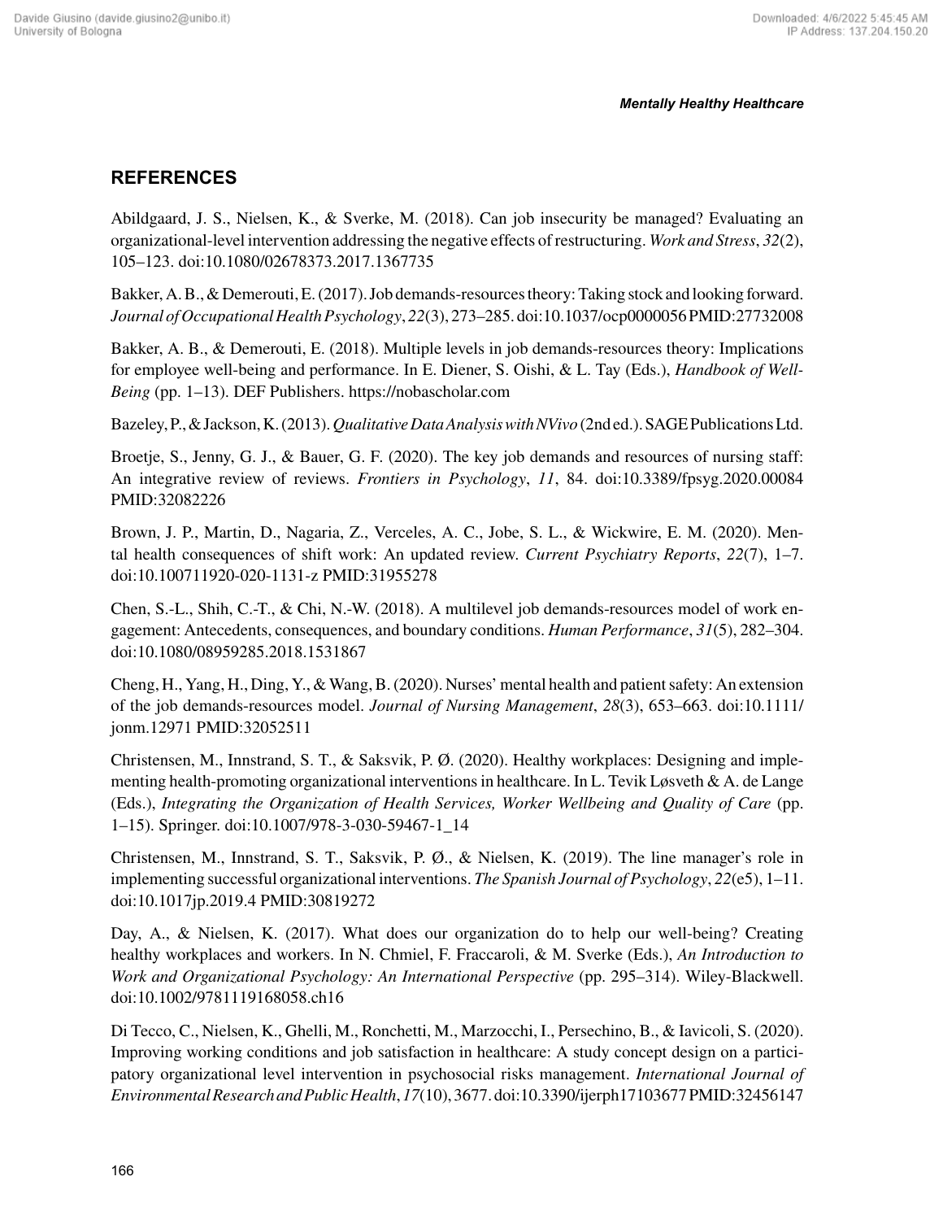## REFERENCES

Abildgaard, J. S., Nielsen, K., & Sverke, M. (2018). Can job insecurity be managed? Evaluating an organizational-level intervention addressing the negative effects of restructuring. *Work and Stress*, *32*(2), 105–123. doi:10.1080/02678373.2017.1367735

Bakker, A. B., & Demerouti, E. (2017). Job demands-resources theory: Taking stock and looking forward. *Journal of Occupational Health Psychology*, *22*(3), 273–285. doi:10.1037/ocp0000056 PMID:27732008

Bakker, A. B., & Demerouti, E. (2018). Multiple levels in job demands-resources theory: Implications for employee well-being and performance. In E. Diener, S. Oishi, & L. Tay (Eds.), *Handbook of Well-Being* (pp. 1–13). DEF Publishers. https://nobascholar.com

Bazeley, P., & Jackson, K. (2013). *Qualitative Data Analysis with NVivo* (2nd ed.). SAGE Publications Ltd.

Broetje, S., Jenny, G. J., & Bauer, G. F. (2020). The key job demands and resources of nursing staff: An integrative review of reviews. *Frontiers in Psychology*, *11*, 84. doi:10.3389/fpsyg.2020.00084 PMID:32082226

Brown, J. P., Martin, D., Nagaria, Z., Verceles, A. C., Jobe, S. L., & Wickwire, E. M. (2020). Mental health consequences of shift work: An updated review. *Current Psychiatry Reports*, *22*(7), 1–7. doi:10.100711920-020-1131-z PMID:31955278

Chen, S.-L., Shih, C.-T., & Chi, N.-W. (2018). A multilevel job demands-resources model of work engagement: Antecedents, consequences, and boundary conditions. *Human Performance*, *31*(5), 282–304. doi:10.1080/08959285.2018.1531867

Cheng, H., Yang, H., Ding, Y., & Wang, B. (2020). Nurses' mental health and patient safety: An extension of the job demands-resources model. *Journal of Nursing Management*, *28*(3), 653–663. doi:10.1111/jonm.12971 PMID:32052511

Christensen, M., Innstrand, S. T., & Saksvik, P. Ø. (2020). Healthy workplaces: Designing and implementing health-promoting organizational interventions in healthcare. In L. Tevik Løsveth & A. de Lange (Eds.), *Integrating the Organization of Health Services, Worker Wellbeing and Quality of Care* (pp. 1–15). Springer. doi:10.1007/978-3-030-59467-1_14

Christensen, M., Innstrand, S. T., Saksvik, P. Ø., & Nielsen, K. (2019). The line manager's role in implementing successful organizational interventions. *The Spanish Journal of Psychology*, *22*(e5), 1–11. doi:10.1017jp.2019.4 PMID:30819272

Day, A., & Nielsen, K. (2017). What does our organization do to help our well-being? Creating healthy workplaces and workers. In N. Chmiel, F. Fraccaroli, & M. Sverke (Eds.), *An Introduction to Work and Organizational Psychology: An International Perspective* (pp. 295–314). Wiley-Blackwell. doi:10.1002/9781119168058.ch16

Di Tecco, C., Nielsen, K., Ghelli, M., Ronchetti, M., Marzocchi, I., Persechino, B., & Iavicoli, S. (2020). Improving working conditions and job satisfaction in healthcare: A study concept design on a participatory organizational level intervention in psychosocial risks management. *International Journal of Environmental Research and Public Health*, *17*(10), 3677. doi:10.3390/ijerph17103677 PMID:32456147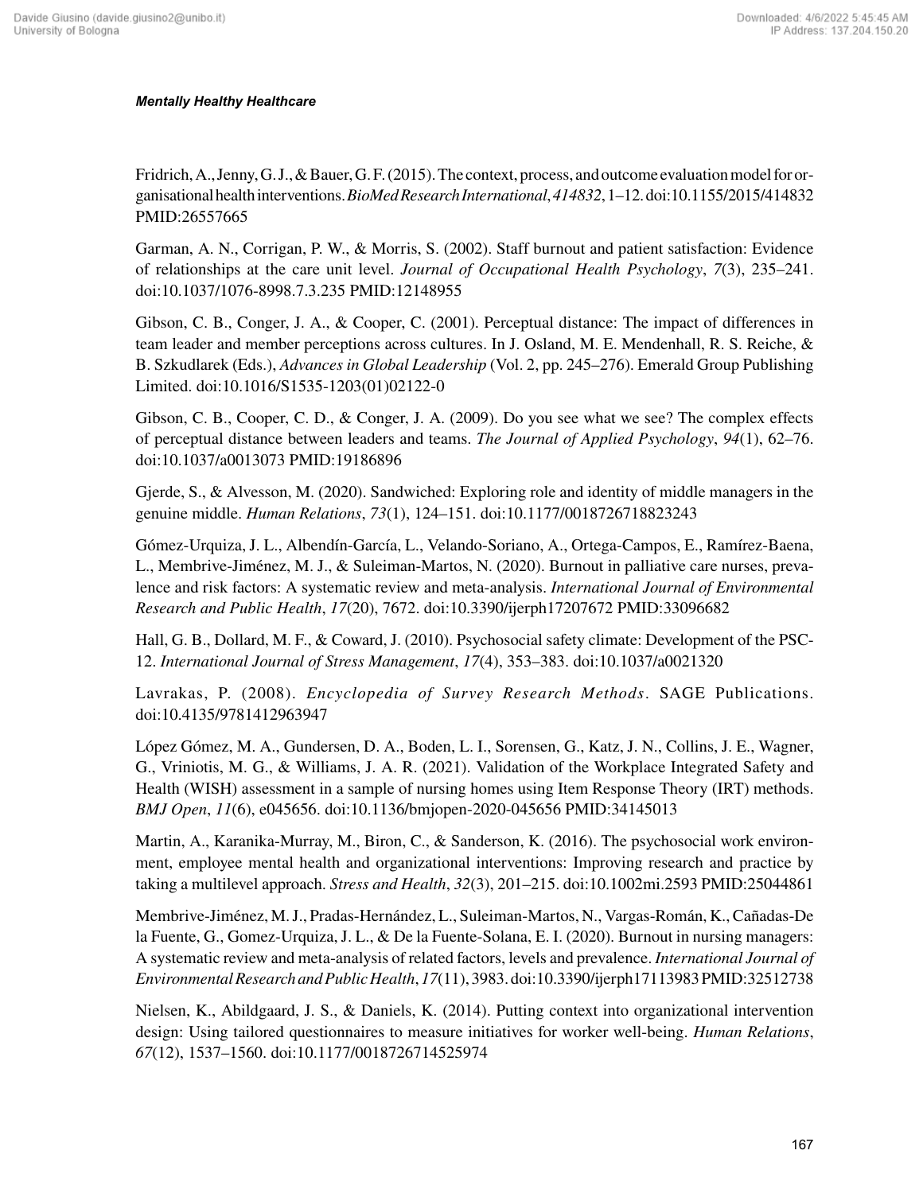Fridrich, A., Jenny, G. J., & Bauer, G. F. (2015). The context, process, and outcome evaluation model for organisational health interventions. *BioMed Research International*, *414832*, 1–12. doi:10.1155/2015/414832 PMID:26557665

Garman, A. N., Corrigan, P. W., & Morris, S. (2002). Staff burnout and patient satisfaction: Evidence of relationships at the care unit level. *Journal of Occupational Health Psychology*, *7*(3), 235–241. doi:10.1037/1076-8998.7.3.235 PMID:12148955

Gibson, C. B., Conger, J. A., & Cooper, C. (2001). Perceptual distance: The impact of differences in team leader and member perceptions across cultures. In J. Osland, M. E. Mendenhall, R. S. Reiche, & B. Szkudlarek (Eds.), *Advances in Global Leadership* (Vol. 2, pp. 245–276). Emerald Group Publishing Limited. doi:10.1016/S1535-1203(01)02122-0

Gibson, C. B., Cooper, C. D., & Conger, J. A. (2009). Do you see what we see? The complex effects of perceptual distance between leaders and teams. *The Journal of Applied Psychology*, *94*(1), 62–76. doi:10.1037/a0013073 PMID:19186896

Gjerde, S., & Alvesson, M. (2020). Sandwiched: Exploring role and identity of middle managers in the genuine middle. *Human Relations*, *73*(1), 124–151. doi:10.1177/0018726718823243

Gómez-Urquiza, J. L., Albendín-García, L., Velando-Soriano, A., Ortega-Campos, E., Ramírez-Baena, L., Membrive-Jiménez, M. J., & Suleiman-Martos, N. (2020). Burnout in palliative care nurses, prevalence and risk factors: A systematic review and meta-analysis. *International Journal of Environmental Research and Public Health*, *17*(20), 7672. doi:10.3390/ijerph17207672 PMID:33096682

Hall, G. B., Dollard, M. F., & Coward, J. (2010). Psychosocial safety climate: Development of the PSC-12. *International Journal of Stress Management*, *17*(4), 353–383. doi:10.1037/a0021320

Lavrakas, P. (2008). *Encyclopedia of Survey Research Methods*. SAGE Publications. doi:10.4135/9781412963947

López Gómez, M. A., Gundersen, D. A., Boden, L. I., Sorensen, G., Katz, J. N., Collins, J. E., Wagner, G., Vriniotis, M. G., & Williams, J. A. R. (2021). Validation of the Workplace Integrated Safety and Health (WISH) assessment in a sample of nursing homes using Item Response Theory (IRT) methods. *BMJ Open*, *11*(6), e045656. doi:10.1136/bmjopen-2020-045656 PMID:34145013

Martin, A., Karanika-Murray, M., Biron, C., & Sanderson, K. (2016). The psychosocial work environment, employee mental health and organizational interventions: Improving research and practice by taking a multilevel approach. *Stress and Health*, *32*(3), 201–215. doi:10.1002mi.2593 PMID:25044861

Membrive-Jiménez, M. J., Pradas-Hernández, L., Suleiman-Martos, N., Vargas-Román, K., Cañadas-De la Fuente, G., Gomez-Urquiza, J. L., & De la Fuente-Solana, E. I. (2020). Burnout in nursing managers: A systematic review and meta-analysis of related factors, levels and prevalence. *International Journal of Environmental Research and Public Health*, *17*(11), 3983. doi:10.3390/ijerph17113983 PMID:32512738

Nielsen, K., Abildgaard, J. S., & Daniels, K. (2014). Putting context into organizational intervention design: Using tailored questionnaires to measure initiatives for worker well-being. *Human Relations*, *67*(12), 1537–1560. doi:10.1177/0018726714525974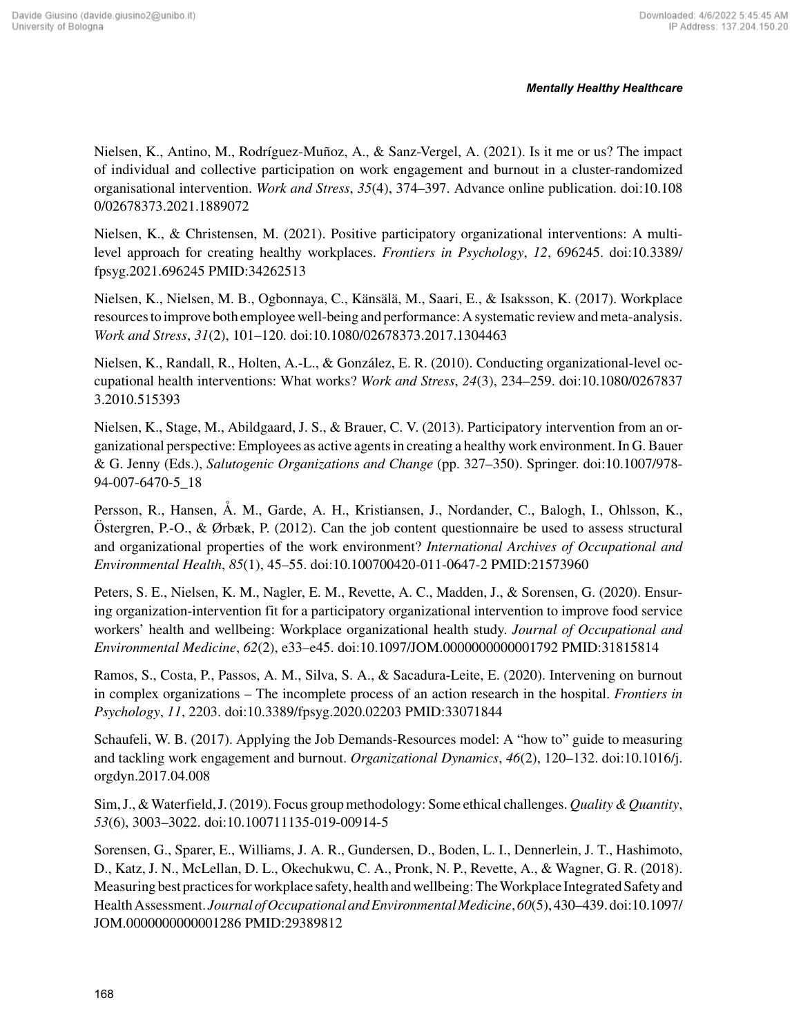Nielsen, K., Antino, M., Rodríguez-Muñoz, A., & Sanz-Vergel, A. (2021). Is it me or us? The impact of individual and collective participation on work engagement and burnout in a cluster-randomized organisational intervention. *Work and Stress*, *35*(4), 374–397. Advance online publication. doi:10.1080/02678373.2021.1889072

Nielsen, K., & Christensen, M. (2021). Positive participatory organizational interventions: A multi-level approach for creating healthy workplaces. *Frontiers in Psychology*, *12*, 696245. doi:10.3389/fpsyg.2021.696245 PMID:34262513

Nielsen, K., Nielsen, M. B., Ogbonnaya, C., Känsälä, M., Saari, E., & Isaksson, K. (2017). Workplace resources to improve both employee well-being and performance: A systematic review and meta-analysis. *Work and Stress*, *31*(2), 101–120. doi:10.1080/02678373.2017.1304463

Nielsen, K., Randall, R., Holten, A.-L., & González, E. R. (2010). Conducting organizational-level occupational health interventions: What works? *Work and Stress*, *24*(3), 234–259. doi:10.1080/02678373.2010.515393

Nielsen, K., Stage, M., Abildgaard, J. S., & Brauer, C. V. (2013). Participatory intervention from an organizational perspective: Employees as active agents in creating a healthy work environment. In G. Bauer & G. Jenny (Eds.), *Salutogenic Organizations and Change* (pp. 327–350). Springer. doi:10.1007/978-94-007-6470-5_18

Persson, R., Hansen, Å. M., Garde, A. H., Kristiansen, J., Nordander, C., Balogh, I., Ohlsson, K., Östergren, P.-O., & Ørbæk, P. (2012). Can the job content questionnaire be used to assess structural and organizational properties of the work environment? *International Archives of Occupational and Environmental Health*, *85*(1), 45–55. doi:10.100700420-011-0647-2 PMID:21573960

Peters, S. E., Nielsen, K. M., Nagler, E. M., Revette, A. C., Madden, J., & Sorensen, G. (2020). Ensuring organization-intervention fit for a participatory organizational intervention to improve food service workers' health and wellbeing: Workplace organizational health study. *Journal of Occupational and Environmental Medicine*, *62*(2), e33–e45. doi:10.1097/JOM.0000000000001792 PMID:31815814

Ramos, S., Costa, P., Passos, A. M., Silva, S. A., & Sacadura-Leite, E. (2020). Intervening on burnout in complex organizations – The incomplete process of an action research in the hospital. *Frontiers in Psychology*, *11*, 2203. doi:10.3389/fpsyg.2020.02203 PMID:33071844

Schaufeli, W. B. (2017). Applying the Job Demands-Resources model: A "how to" guide to measuring and tackling work engagement and burnout. *Organizational Dynamics*, *46*(2), 120–132. doi:10.1016/j.orgdyn.2017.04.008

Sim, J., & Waterfield, J. (2019). Focus group methodology: Some ethical challenges. *Quality & Quantity*, *53*(6), 3003–3022. doi:10.100711135-019-00914-5

Sorensen, G., Sparer, E., Williams, J. A. R., Gundersen, D., Boden, L. I., Dennerlein, J. T., Hashimoto, D., Katz, J. N., McLellan, D. L., Okechukwu, C. A., Pronk, N. P., Revette, A., & Wagner, G. R. (2018). Measuring best practices for workplace safety, health and wellbeing: The Workplace Integrated Safety and Health Assessment. *Journal of Occupational and Environmental Medicine*, *60*(5), 430–439. doi:10.1097/JOM.0000000000001286 PMID:29389812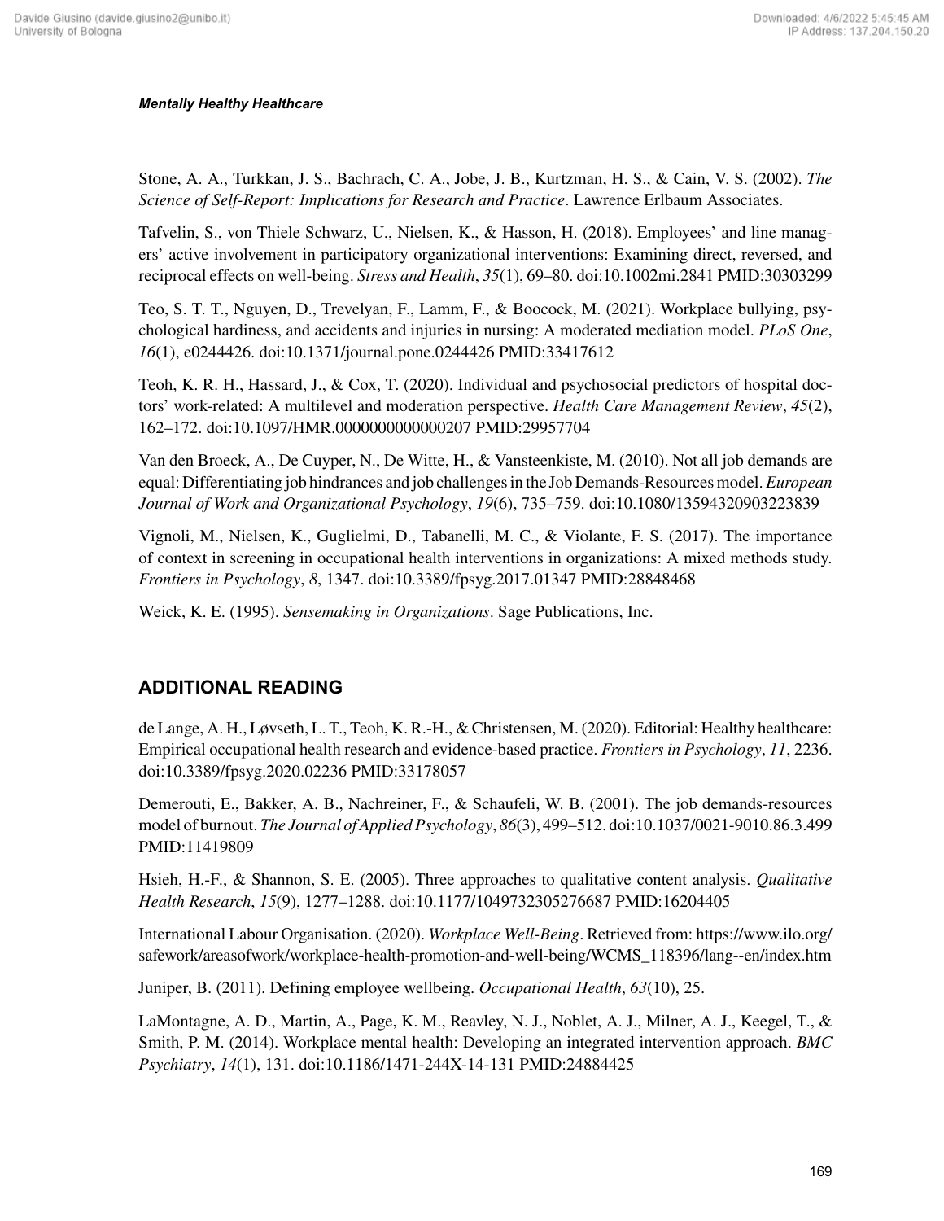Stone, A. A., Turkkan, J. S., Bachrach, C. A., Jobe, J. B., Kurtzman, H. S., & Cain, V. S. (2002). *The Science of Self-Report: Implications for Research and Practice*. Lawrence Erlbaum Associates.

Tafvelin, S., von Thiele Schwarz, U., Nielsen, K., & Hasson, H. (2018). Employees' and line managers' active involvement in participatory organizational interventions: Examining direct, reversed, and reciprocal effects on well-being. *Stress and Health*, *35*(1), 69–80. doi:10.1002mi.2841 PMID:30303299

Teo, S. T. T., Nguyen, D., Trevelyan, F., Lamm, F., & Boocock, M. (2021). Workplace bullying, psychological hardiness, and accidents and injuries in nursing: A moderated mediation model. *PLoS One*, *16*(1), e0244426. doi:10.1371/journal.pone.0244426 PMID:33417612

Teoh, K. R. H., Hassard, J., & Cox, T. (2020). Individual and psychosocial predictors of hospital doctors' work-related: A multilevel and moderation perspective. *Health Care Management Review*, *45*(2), 162–172. doi:10.1097/HMR.0000000000000207 PMID:29957704

Van den Broeck, A., De Cuyper, N., De Witte, H., & Vansteenkiste, M. (2010). Not all job demands are equal: Differentiating job hindrances and job challenges in the Job Demands-Resources model. *European Journal of Work and Organizational Psychology*, *19*(6), 735–759. doi:10.1080/13594320903223839

Vignoli, M., Nielsen, K., Guglielmi, D., Tabanelli, M. C., & Violante, F. S. (2017). The importance of context in screening in occupational health interventions in organizations: A mixed methods study. *Frontiers in Psychology*, *8*, 1347. doi:10.3389/fpsyg.2017.01347 PMID:28848468

Weick, K. E. (1995). *Sensemaking in Organizations*. Sage Publications, Inc.

## ADDITIONAL READING

de Lange, A. H., Løvseth, L. T., Teoh, K. R.-H., & Christensen, M. (2020). Editorial: Healthy healthcare: Empirical occupational health research and evidence-based practice. *Frontiers in Psychology*, *11*, 2236. doi:10.3389/fpsyg.2020.02236 PMID:33178057

Demerouti, E., Bakker, A. B., Nachreiner, F., & Schaufeli, W. B. (2001). The job demands-resources model of burnout. *The Journal of Applied Psychology*, *86*(3), 499–512. doi:10.1037/0021-9010.86.3.499 PMID:11419809

Hsieh, H.-F., & Shannon, S. E. (2005). Three approaches to qualitative content analysis. *Qualitative Health Research*, *15*(9), 1277–1288. doi:10.1177/1049732305276687 PMID:16204405

International Labour Organisation. (2020). *Workplace Well-Being*. Retrieved from: https://www.ilo.org/safework/areasofwork/workplace-health-promotion-and-well-being/WCMS_118396/lang--en/index.htm

Juniper, B. (2011). Defining employee wellbeing. *Occupational Health*, *63*(10), 25.

LaMontagne, A. D., Martin, A., Page, K. M., Reavley, N. J., Noblet, A. J., Milner, A. J., Keegel, T., & Smith, P. M. (2014). Workplace mental health: Developing an integrated intervention approach. *BMC Psychiatry*, *14*(1), 131. doi:10.1186/1471-244X-14-131 PMID:24884425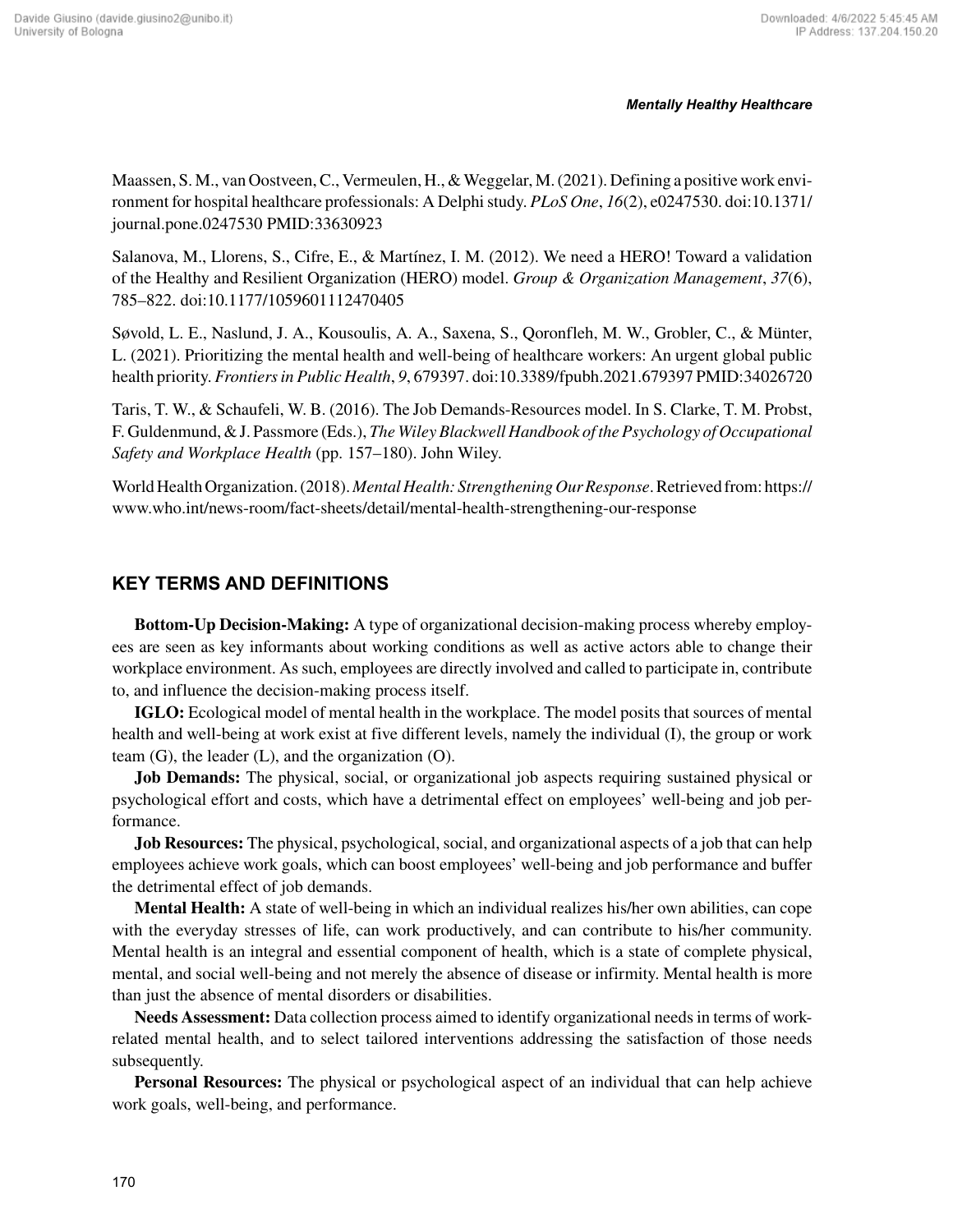Maassen, S. M., van Oostveen, C., Vermeulen, H., & Weggelar, M. (2021). Defining a positive work environment for hospital healthcare professionals: A Delphi study. *PLoS One*, *16*(2), e0247530. doi:10.1371/journal.pone.0247530 PMID:33630923

Salanova, M., Llorens, S., Cifre, E., & Martínez, I. M. (2012). We need a HERO! Toward a validation of the Healthy and Resilient Organization (HERO) model. *Group & Organization Management*, *37*(6), 785–822. doi:10.1177/1059601112470405

Søvold, L. E., Naslund, J. A., Kousoulis, A. A., Saxena, S., Qoronfleh, M. W., Grobler, C., & Münter, L. (2021). Prioritizing the mental health and well-being of healthcare workers: An urgent global public health priority. *Frontiers in Public Health*, *9*, 679397. doi:10.3389/fpubh.2021.679397 PMID:34026720

Taris, T. W., & Schaufeli, W. B. (2016). The Job Demands-Resources model. In S. Clarke, T. M. Probst, F. Guldenmund, & J. Passmore (Eds.), *The Wiley Blackwell Handbook of the Psychology of Occupational Safety and Workplace Health* (pp. 157–180). John Wiley.

World Health Organization. (2018). *Mental Health: Strengthening Our Response*. Retrieved from: https://www.who.int/news-room/fact-sheets/detail/mental-health-strengthening-our-response

## KEY TERMS AND DEFINITIONS

**Bottom-Up Decision-Making:** A type of organizational decision-making process whereby employees are seen as key informants about working conditions as well as active actors able to change their workplace environment. As such, employees are directly involved and called to participate in, contribute to, and influence the decision-making process itself.

**IGLO:** Ecological model of mental health in the workplace. The model posits that sources of mental health and well-being at work exist at five different levels, namely the individual (I), the group or work team (G), the leader (L), and the organization (O).

**Job Demands:** The physical, social, or organizational job aspects requiring sustained physical or psychological effort and costs, which have a detrimental effect on employees' well-being and job performance.

**Job Resources:** The physical, psychological, social, and organizational aspects of a job that can help employees achieve work goals, which can boost employees' well-being and job performance and buffer the detrimental effect of job demands.

**Mental Health:** A state of well-being in which an individual realizes his/her own abilities, can cope with the everyday stresses of life, can work productively, and can contribute to his/her community. Mental health is an integral and essential component of health, which is a state of complete physical, mental, and social well-being and not merely the absence of disease or infirmity. Mental health is more than just the absence of mental disorders or disabilities.

**Needs Assessment:** Data collection process aimed to identify organizational needs in terms of work-related mental health, and to select tailored interventions addressing the satisfaction of those needs subsequently.

**Personal Resources:** The physical or psychological aspect of an individual that can help achieve work goals, well-being, and performance.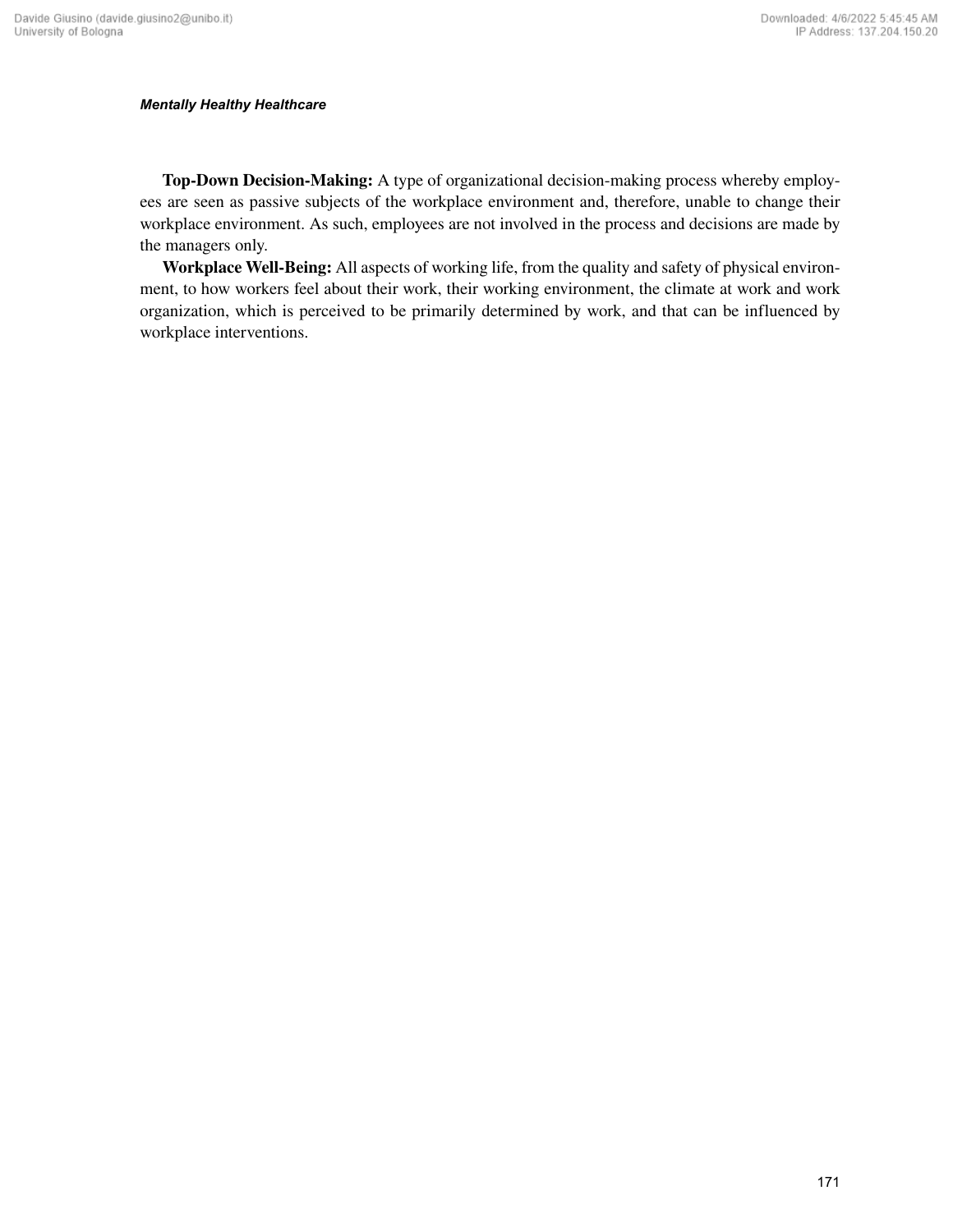**Top-Down Decision-Making:** A type of organizational decision-making process whereby employees are seen as passive subjects of the workplace environment and, therefore, unable to change their workplace environment. As such, employees are not involved in the process and decisions are made by the managers only.

**Workplace Well-Being:** All aspects of working life, from the quality and safety of physical environment, to how workers feel about their work, their working environment, the climate at work and work organization, which is perceived to be primarily determined by work, and that can be influenced by workplace interventions.